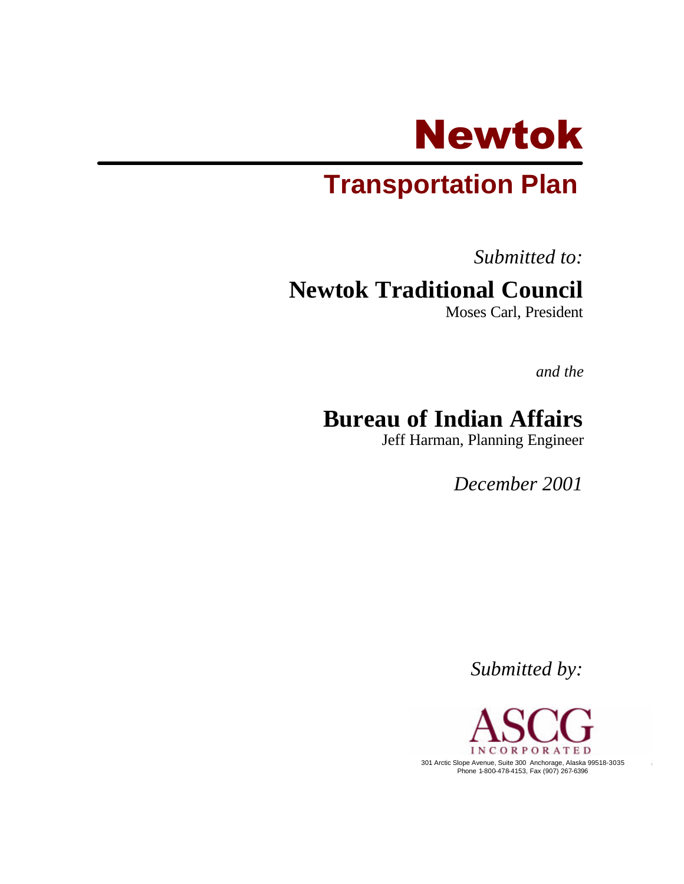# Newtok

## Transportation Plan

*Submitted to:*

**Newtok Traditional Council**
Moses Carl, President

*and the*

**Bureau of Indian Affairs**
Jeff Harman, Planning Engineer

*December 2001*

*Submitted by:*

ASCG INCORPORATED

301 Arctic Slope Avenue, Suite 300 Anchorage, Alaska 99518-3035
Phone 1-800-478-4153, Fax (907) 267-6396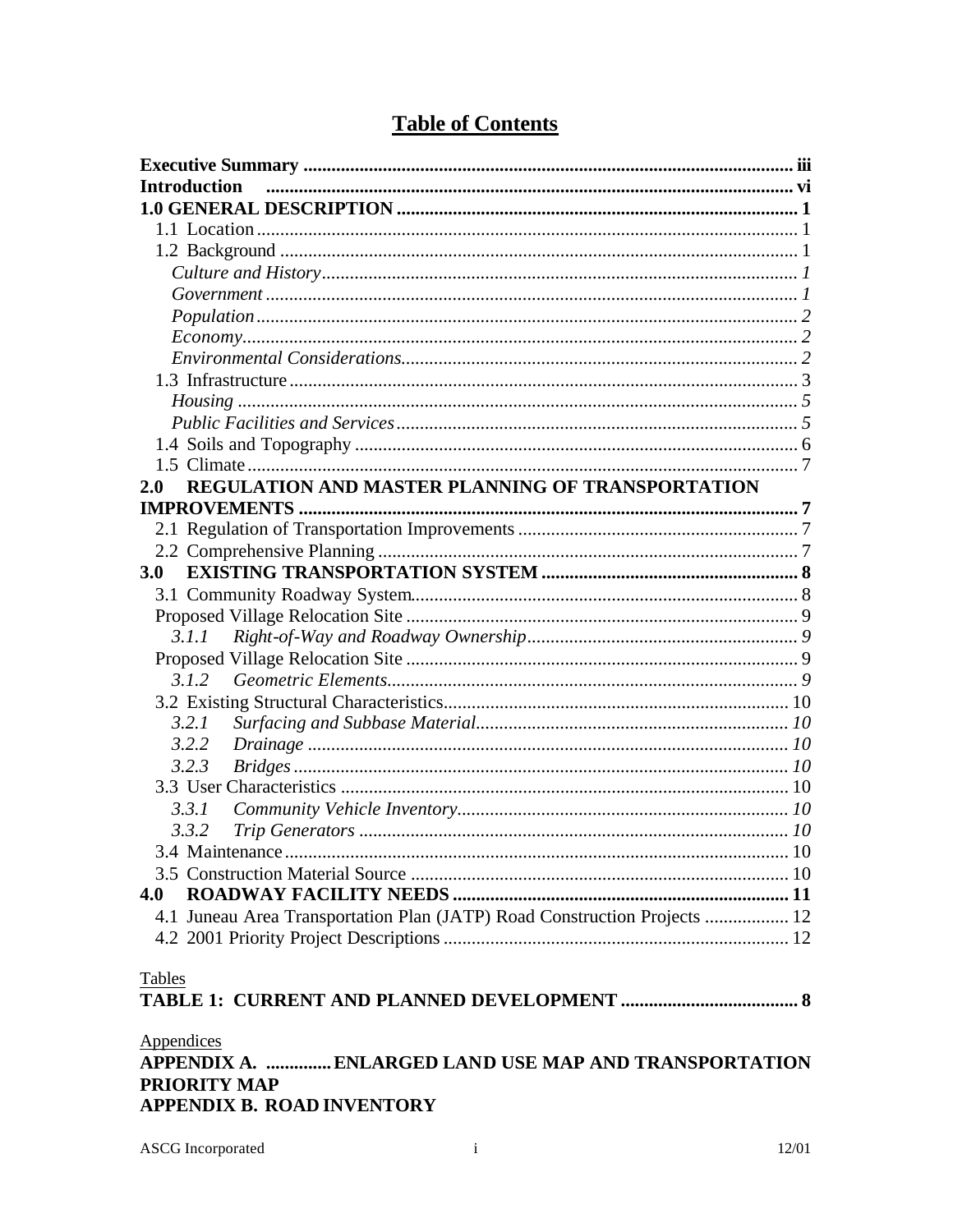# Table of Contents

**Executive Summary** .......... iii
**Introduction** .......... vi
**1.0 GENERAL DESCRIPTION** .......... 1
- 1.1 Location .......... 1
- 1.2 Background .......... 1
  - *Culture and History* .......... *1*
  - *Government* .......... *1*
  - *Population* .......... *2*
  - *Economy* .......... *2*
  - *Environmental Considerations* .......... *2*
- 1.3 Infrastructure .......... 3
  - *Housing* .......... *5*
  - *Public Facilities and Services* .......... *5*
- 1.4 Soils and Topography .......... 6
- 1.5 Climate .......... 7

**2.0 REGULATION AND MASTER PLANNING OF TRANSPORTATION IMPROVEMENTS** .......... 7
- 2.1 Regulation of Transportation Improvements .......... 7
- 2.2 Comprehensive Planning .......... 7

**3.0 EXISTING TRANSPORTATION SYSTEM** .......... 8
- 3.1 Community Roadway System .......... 8
- Proposed Village Relocation Site .......... 9
  - *3.1.1 Right-of-Way and Roadway Ownership* .......... *9*
- Proposed Village Relocation Site .......... 9
  - *3.1.2 Geometric Elements* .......... *9*
- 3.2 Existing Structural Characteristics .......... 10
  - *3.2.1 Surfacing and Subbase Material* .......... *10*
  - *3.2.2 Drainage* .......... *10*
  - *3.2.3 Bridges* .......... *10*
- 3.3 User Characteristics .......... 10
  - *3.3.1 Community Vehicle Inventory* .......... *10*
  - *3.3.2 Trip Generators* .......... *10*
- 3.4 Maintenance .......... 10
- 3.5 Construction Material Source .......... 10

**4.0 ROADWAY FACILITY NEEDS** .......... 11
- 4.1 Juneau Area Transportation Plan (JATP) Road Construction Projects .......... 12
- 4.2 2001 Priority Project Descriptions .......... 12

Tables

**TABLE 1: CURRENT AND PLANNED DEVELOPMENT** .......... 8

Appendices

**APPENDIX A. .......... ENLARGED LAND USE MAP AND TRANSPORTATION PRIORITY MAP**

**APPENDIX B. ROAD INVENTORY**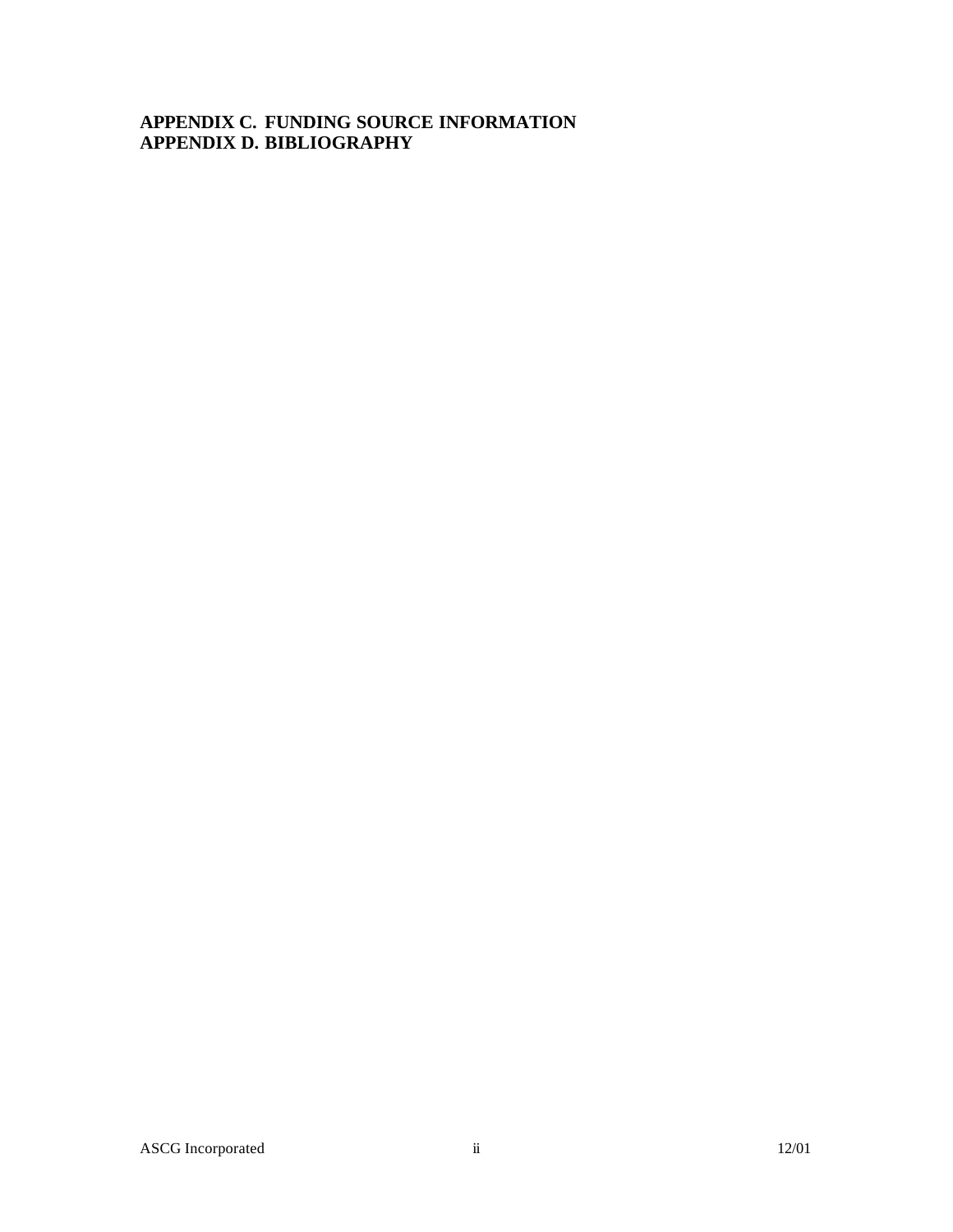**APPENDIX C. FUNDING SOURCE INFORMATION**
**APPENDIX D. BIBLIOGRAPHY**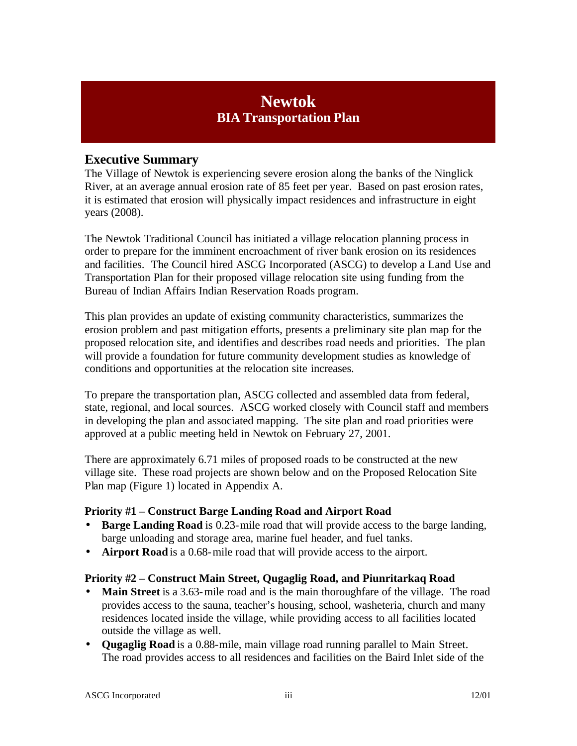# Newtok

## BIA Transportation Plan

## Executive Summary

The Village of Newtok is experiencing severe erosion along the banks of the Ninglick River, at an average annual erosion rate of 85 feet per year. Based on past erosion rates, it is estimated that erosion will physically impact residences and infrastructure in eight years (2008).

The Newtok Traditional Council has initiated a village relocation planning process in order to prepare for the imminent encroachment of river bank erosion on its residences and facilities. The Council hired ASCG Incorporated (ASCG) to develop a Land Use and Transportation Plan for their proposed village relocation site using funding from the Bureau of Indian Affairs Indian Reservation Roads program.

This plan provides an update of existing community characteristics, summarizes the erosion problem and past mitigation efforts, presents a preliminary site plan map for the proposed relocation site, and identifies and describes road needs and priorities. The plan will provide a foundation for future community development studies as knowledge of conditions and opportunities at the relocation site increases.

To prepare the transportation plan, ASCG collected and assembled data from federal, state, regional, and local sources. ASCG worked closely with Council staff and members in developing the plan and associated mapping. The site plan and road priorities were approved at a public meeting held in Newtok on February 27, 2001.

There are approximately 6.71 miles of proposed roads to be constructed at the new village site. These road projects are shown below and on the Proposed Relocation Site Plan map (Figure 1) located in Appendix A.

**Priority #1 – Construct Barge Landing Road and Airport Road**

- **Barge Landing Road** is 0.23-mile road that will provide access to the barge landing, barge unloading and storage area, marine fuel header, and fuel tanks.
- **Airport Road** is a 0.68-mile road that will provide access to the airport.

**Priority #2 – Construct Main Street, Qugaglig Road, and Piunritarkaq Road**

- **Main Street** is a 3.63-mile road and is the main thoroughfare of the village. The road provides access to the sauna, teacher's housing, school, washeteria, church and many residences located inside the village, while providing access to all facilities located outside the village as well.
- **Qugaglig Road** is a 0.88-mile, main village road running parallel to Main Street. The road provides access to all residences and facilities on the Baird Inlet side of the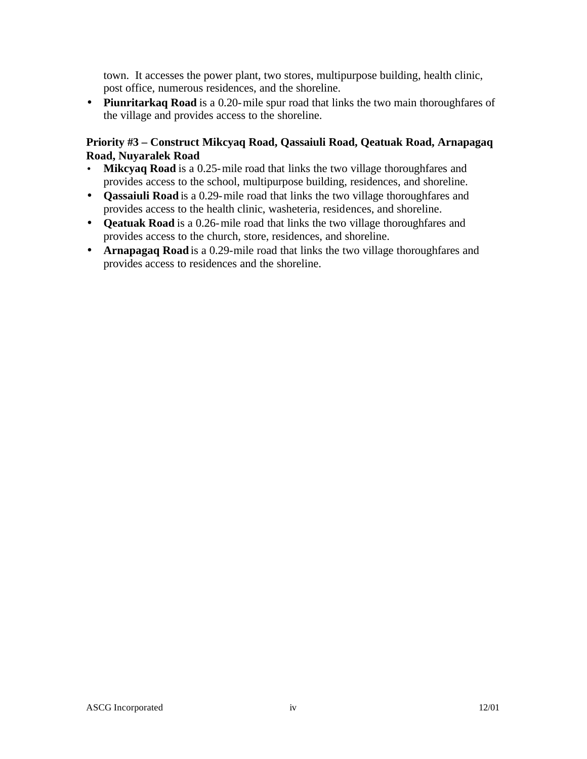town.  It accesses the power plant, two stores, multipurpose building, health clinic, post office, numerous residences, and the shoreline.

- **Piunritarkaq Road** is a 0.20-mile spur road that links the two main thoroughfares of the village and provides access to the shoreline.

**Priority #3 – Construct Mikcyaq Road, Qassaiuli Road, Qeatuak Road, Arnapagaq Road, Nuyaralek Road**

- **Mikcyaq Road** is a 0.25-mile road that links the two village thoroughfares and provides access to the school, multipurpose building, residences, and shoreline.
- **Qassaiuli Road** is a 0.29-mile road that links the two village thoroughfares and provides access to the health clinic, washeteria, residences, and shoreline.
- **Qeatuak Road** is a 0.26-mile road that links the two village thoroughfares and provides access to the church, store, residences, and shoreline.
- **Arnapagaq Road** is a 0.29-mile road that links the two village thoroughfares and provides access to residences and the shoreline.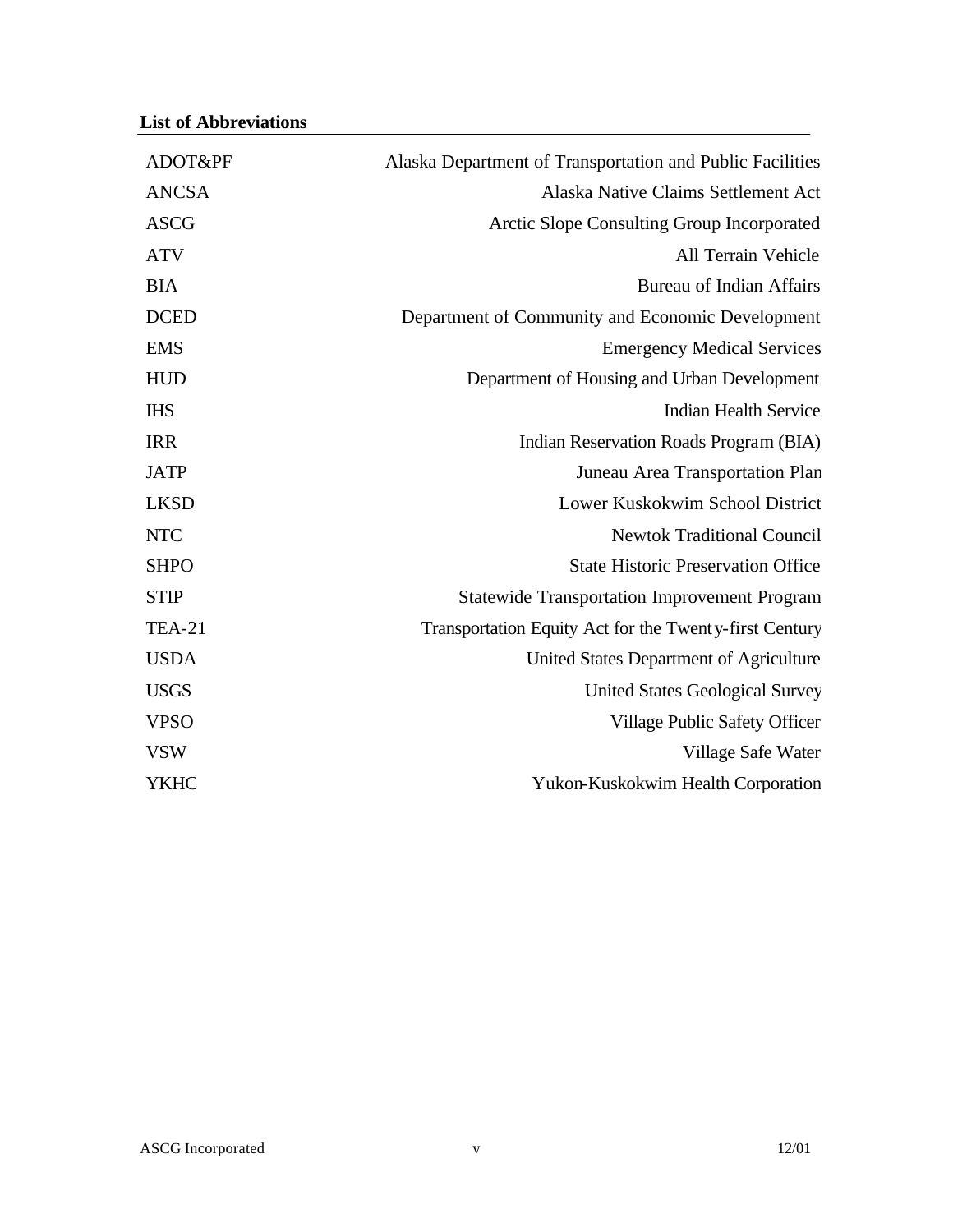## List of Abbreviations

| | |
|---|---|
| ADOT&PF | Alaska Department of Transportation and Public Facilities |
| ANCSA | Alaska Native Claims Settlement Act |
| ASCG | Arctic Slope Consulting Group Incorporated |
| ATV | All Terrain Vehicle |
| BIA | Bureau of Indian Affairs |
| DCED | Department of Community and Economic Development |
| EMS | Emergency Medical Services |
| HUD | Department of Housing and Urban Development |
| IHS | Indian Health Service |
| IRR | Indian Reservation Roads Program (BIA) |
| JATP | Juneau Area Transportation Plan |
| LKSD | Lower Kuskokwim School District |
| NTC | Newtok Traditional Council |
| SHPO | State Historic Preservation Office |
| STIP | Statewide Transportation Improvement Program |
| TEA-21 | Transportation Equity Act for the Twenty-first Century |
| USDA | United States Department of Agriculture |
| USGS | United States Geological Survey |
| VPSO | Village Public Safety Officer |
| VSW | Village Safe Water |
| YKHC | Yukon-Kuskokwim Health Corporation |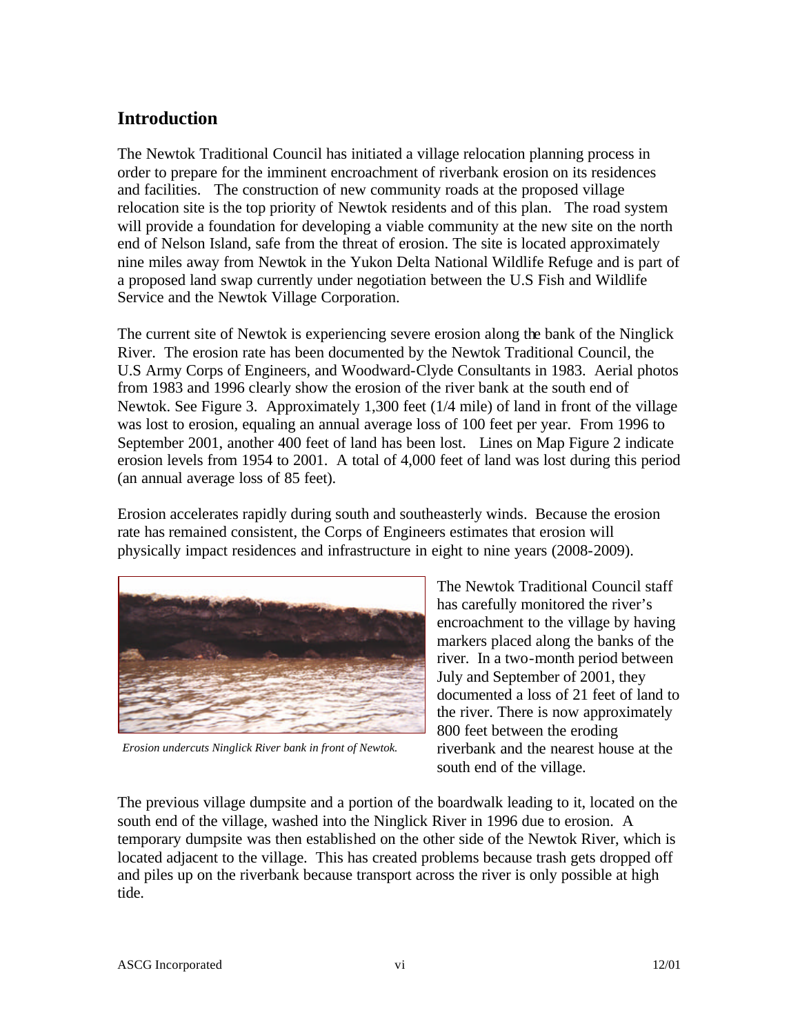## Introduction

The Newtok Traditional Council has initiated a village relocation planning process in order to prepare for the imminent encroachment of riverbank erosion on its residences and facilities. The construction of new community roads at the proposed village relocation site is the top priority of Newtok residents and of this plan. The road system will provide a foundation for developing a viable community at the new site on the north end of Nelson Island, safe from the threat of erosion. The site is located approximately nine miles away from Newtok in the Yukon Delta National Wildlife Refuge and is part of a proposed land swap currently under negotiation between the U.S Fish and Wildlife Service and the Newtok Village Corporation.

The current site of Newtok is experiencing severe erosion along the bank of the Ninglick River. The erosion rate has been documented by the Newtok Traditional Council, the U.S Army Corps of Engineers, and Woodward-Clyde Consultants in 1983. Aerial photos from 1983 and 1996 clearly show the erosion of the river bank at the south end of Newtok. See Figure 3. Approximately 1,300 feet (1/4 mile) of land in front of the village was lost to erosion, equaling an annual average loss of 100 feet per year. From 1996 to September 2001, another 400 feet of land has been lost. Lines on Map Figure 2 indicate erosion levels from 1954 to 2001. A total of 4,000 feet of land was lost during this period (an annual average loss of 85 feet).

Erosion accelerates rapidly during south and southeasterly winds. Because the erosion rate has remained consistent, the Corps of Engineers estimates that erosion will physically impact residences and infrastructure in eight to nine years (2008-2009).

*Erosion undercuts Ninglick River bank in front of Newtok.*

The Newtok Traditional Council staff has carefully monitored the river's encroachment to the village by having markers placed along the banks of the river. In a two-month period between July and September of 2001, they documented a loss of 21 feet of land to the river. There is now approximately 800 feet between the eroding riverbank and the nearest house at the south end of the village.

The previous village dumpsite and a portion of the boardwalk leading to it, located on the south end of the village, washed into the Ninglick River in 1996 due to erosion. A temporary dumpsite was then established on the other side of the Newtok River, which is located adjacent to the village. This has created problems because trash gets dropped off and piles up on the riverbank because transport across the river is only possible at high tide.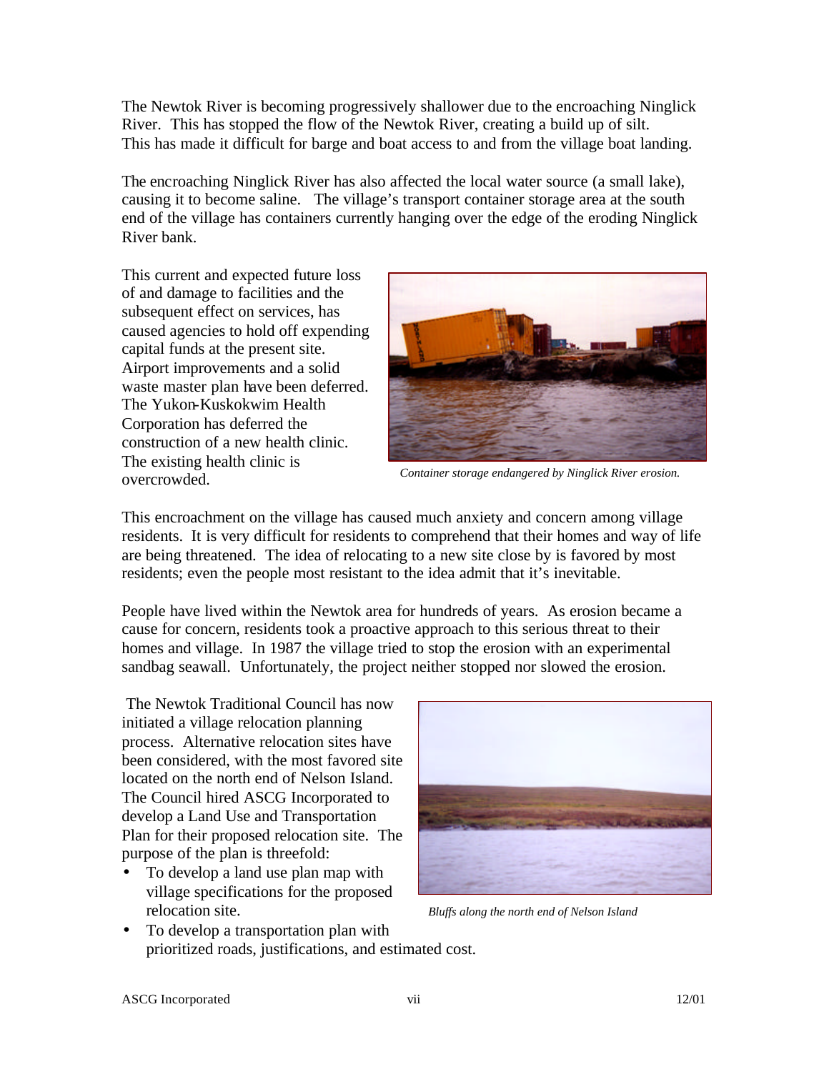The Newtok River is becoming progressively shallower due to the encroaching Ninglick River. This has stopped the flow of the Newtok River, creating a build up of silt. This has made it difficult for barge and boat access to and from the village boat landing.

The encroaching Ninglick River has also affected the local water source (a small lake), causing it to become saline. The village's transport container storage area at the south end of the village has containers currently hanging over the edge of the eroding Ninglick River bank.

This current and expected future loss of and damage to facilities and the subsequent effect on services, has caused agencies to hold off expending capital funds at the present site. Airport improvements and a solid waste master plan have been deferred. The Yukon-Kuskokwim Health Corporation has deferred the construction of a new health clinic. The existing health clinic is overcrowded.

*Container storage endangered by Ninglick River erosion.*

This encroachment on the village has caused much anxiety and concern among village residents. It is very difficult for residents to comprehend that their homes and way of life are being threatened. The idea of relocating to a new site close by is favored by most residents; even the people most resistant to the idea admit that it's inevitable.

People have lived within the Newtok area for hundreds of years. As erosion became a cause for concern, residents took a proactive approach to this serious threat to their homes and village. In 1987 the village tried to stop the erosion with an experimental sandbag seawall. Unfortunately, the project neither stopped nor slowed the erosion.

The Newtok Traditional Council has now initiated a village relocation planning process. Alternative relocation sites have been considered, with the most favored site located on the north end of Nelson Island. The Council hired ASCG Incorporated to develop a Land Use and Transportation Plan for their proposed relocation site. The purpose of the plan is threefold:

- To develop a land use plan map with village specifications for the proposed relocation site.
- To develop a transportation plan with prioritized roads, justifications, and estimated cost.

*Bluffs along the north end of Nelson Island*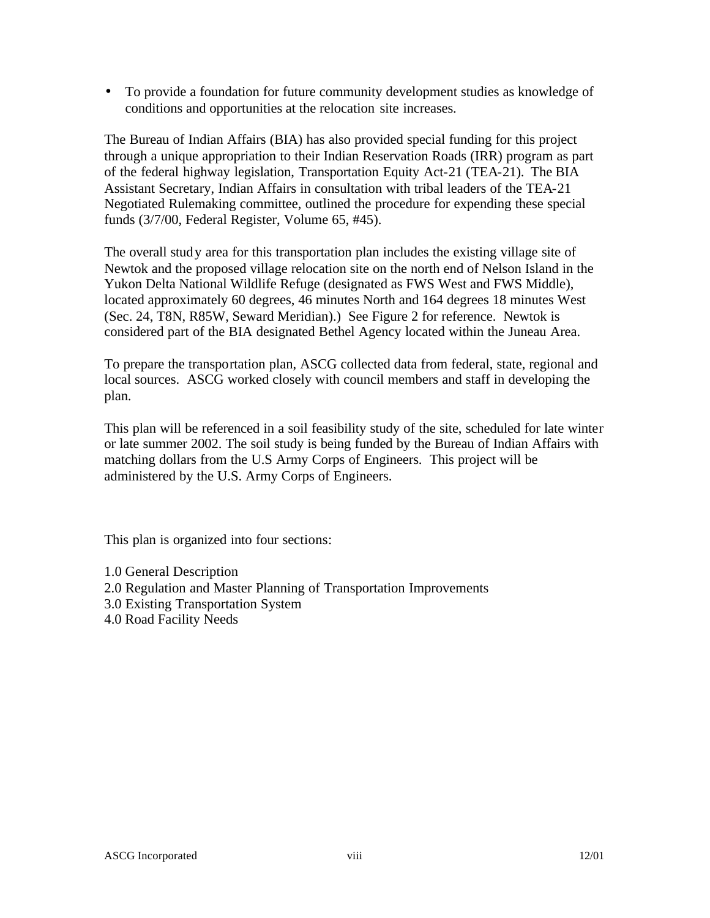- To provide a foundation for future community development studies as knowledge of conditions and opportunities at the relocation site increases.

The Bureau of Indian Affairs (BIA) has also provided special funding for this project through a unique appropriation to their Indian Reservation Roads (IRR) program as part of the federal highway legislation, Transportation Equity Act-21 (TEA-21). The BIA Assistant Secretary, Indian Affairs in consultation with tribal leaders of the TEA-21 Negotiated Rulemaking committee, outlined the procedure for expending these special funds (3/7/00, Federal Register, Volume 65, #45).

The overall study area for this transportation plan includes the existing village site of Newtok and the proposed village relocation site on the north end of Nelson Island in the Yukon Delta National Wildlife Refuge (designated as FWS West and FWS Middle), located approximately 60 degrees, 46 minutes North and 164 degrees 18 minutes West (Sec. 24, T8N, R85W, Seward Meridian).) See Figure 2 for reference. Newtok is considered part of the BIA designated Bethel Agency located within the Juneau Area.

To prepare the transportation plan, ASCG collected data from federal, state, regional and local sources. ASCG worked closely with council members and staff in developing the plan.

This plan will be referenced in a soil feasibility study of the site, scheduled for late winter or late summer 2002. The soil study is being funded by the Bureau of Indian Affairs with matching dollars from the U.S Army Corps of Engineers. This project will be administered by the U.S. Army Corps of Engineers.

This plan is organized into four sections:

1.0 General Description
2.0 Regulation and Master Planning of Transportation Improvements
3.0 Existing Transportation System
4.0 Road Facility Needs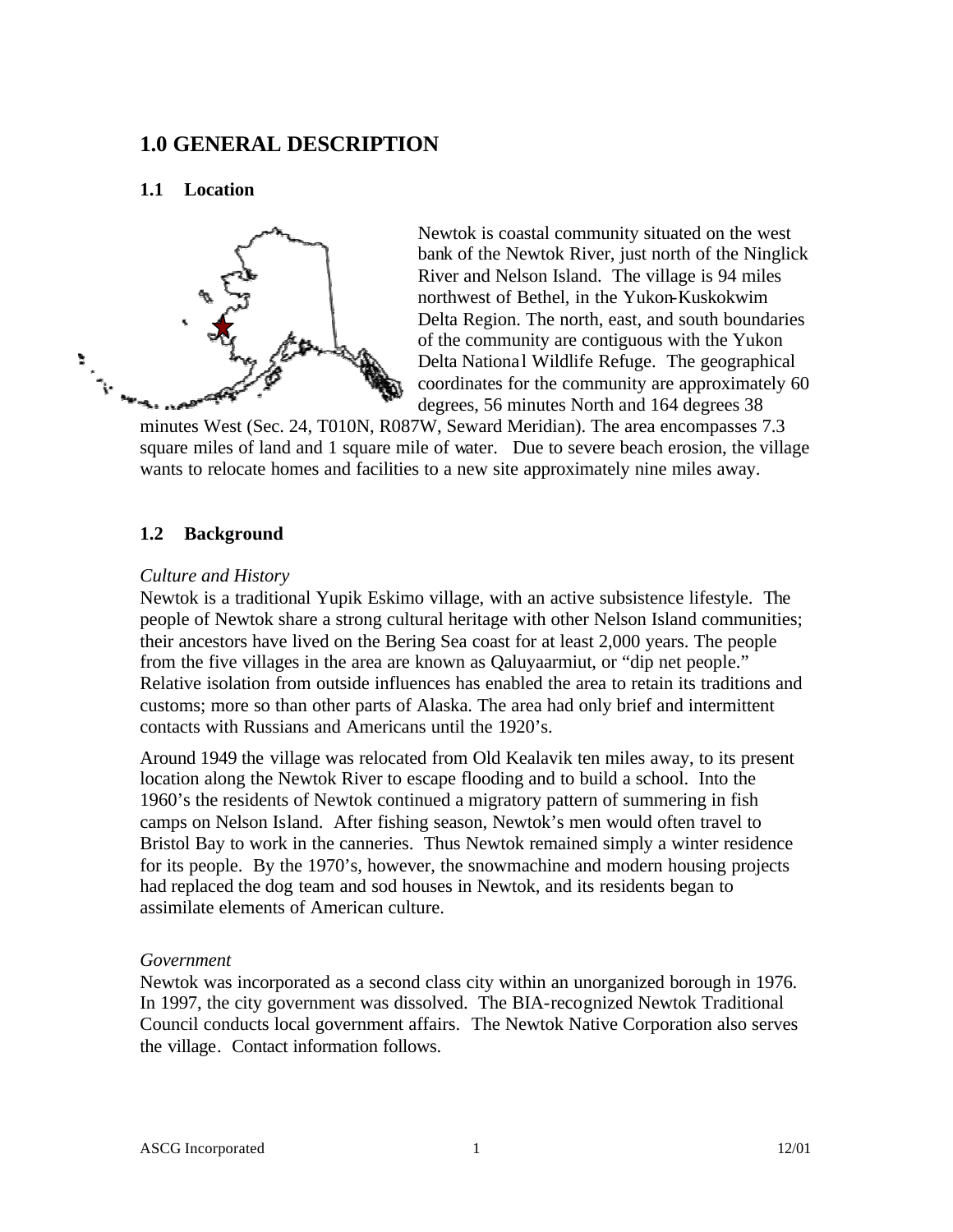# 1.0 GENERAL DESCRIPTION

## 1.1 Location

Newtok is coastal community situated on the west bank of the Newtok River, just north of the Ninglick River and Nelson Island. The village is 94 miles northwest of Bethel, in the Yukon-Kuskokwim Delta Region. The north, east, and south boundaries of the community are contiguous with the Yukon Delta National Wildlife Refuge. The geographical coordinates for the community are approximately 60 degrees, 56 minutes North and 164 degrees 38 minutes West (Sec. 24, T010N, R087W, Seward Meridian). The area encompasses 7.3 square miles of land and 1 square mile of water. Due to severe beach erosion, the village wants to relocate homes and facilities to a new site approximately nine miles away.

## 1.2 Background

*Culture and History*

Newtok is a traditional Yupik Eskimo village, with an active subsistence lifestyle. The people of Newtok share a strong cultural heritage with other Nelson Island communities; their ancestors have lived on the Bering Sea coast for at least 2,000 years. The people from the five villages in the area are known as Qaluyaarmiut, or "dip net people." Relative isolation from outside influences has enabled the area to retain its traditions and customs; more so than other parts of Alaska. The area had only brief and intermittent contacts with Russians and Americans until the 1920's.

Around 1949 the village was relocated from Old Kealavik ten miles away, to its present location along the Newtok River to escape flooding and to build a school. Into the 1960's the residents of Newtok continued a migratory pattern of summering in fish camps on Nelson Island. After fishing season, Newtok's men would often travel to Bristol Bay to work in the canneries. Thus Newtok remained simply a winter residence for its people. By the 1970's, however, the snowmachine and modern housing projects had replaced the dog team and sod houses in Newtok, and its residents began to assimilate elements of American culture.

*Government*

Newtok was incorporated as a second class city within an unorganized borough in 1976. In 1997, the city government was dissolved. The BIA-recognized Newtok Traditional Council conducts local government affairs. The Newtok Native Corporation also serves the village. Contact information follows.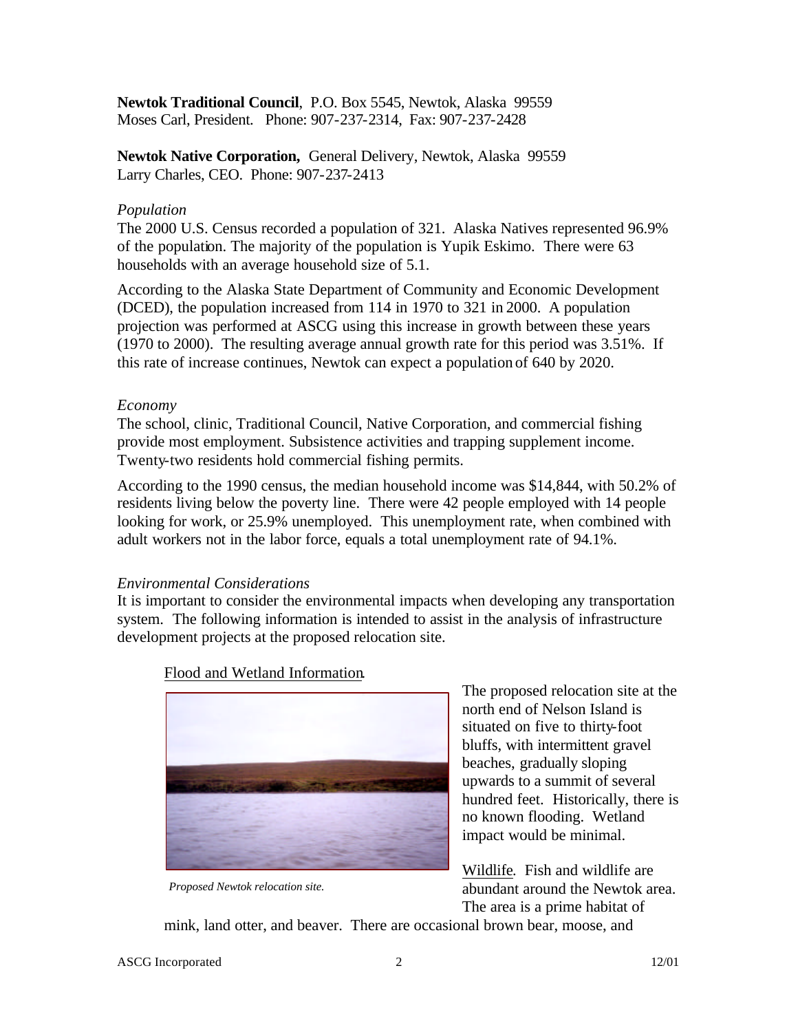**Newtok Traditional Council**, P.O. Box 5545, Newtok, Alaska 99559
Moses Carl, President. Phone: 907-237-2314, Fax: 907-237-2428

**Newtok Native Corporation,** General Delivery, Newtok, Alaska 99559
Larry Charles, CEO. Phone: 907-237-2413

*Population*

The 2000 U.S. Census recorded a population of 321. Alaska Natives represented 96.9% of the population. The majority of the population is Yupik Eskimo. There were 63 households with an average household size of 5.1.

According to the Alaska State Department of Community and Economic Development (DCED), the population increased from 114 in 1970 to 321 in 2000. A population projection was performed at ASCG using this increase in growth between these years (1970 to 2000). The resulting average annual growth rate for this period was 3.51%. If this rate of increase continues, Newtok can expect a population of 640 by 2020.

*Economy*

The school, clinic, Traditional Council, Native Corporation, and commercial fishing provide most employment. Subsistence activities and trapping supplement income. Twenty-two residents hold commercial fishing permits.

According to the 1990 census, the median household income was $14,844, with 50.2% of residents living below the poverty line. There were 42 people employed with 14 people looking for work, or 25.9% unemployed. This unemployment rate, when combined with adult workers not in the labor force, equals a total unemployment rate of 94.1%.

*Environmental Considerations*

It is important to consider the environmental impacts when developing any transportation system. The following information is intended to assist in the analysis of infrastructure development projects at the proposed relocation site.

Flood and Wetland Information. The proposed relocation site at the north end of Nelson Island is situated on five to thirty-foot bluffs, with intermittent gravel beaches, gradually sloping upwards to a summit of several hundred feet. Historically, there is no known flooding. Wetland impact would be minimal.

*Proposed Newtok relocation site.*

Wildlife. Fish and wildlife are abundant around the Newtok area. The area is a prime habitat of mink, land otter, and beaver. There are occasional brown bear, moose, and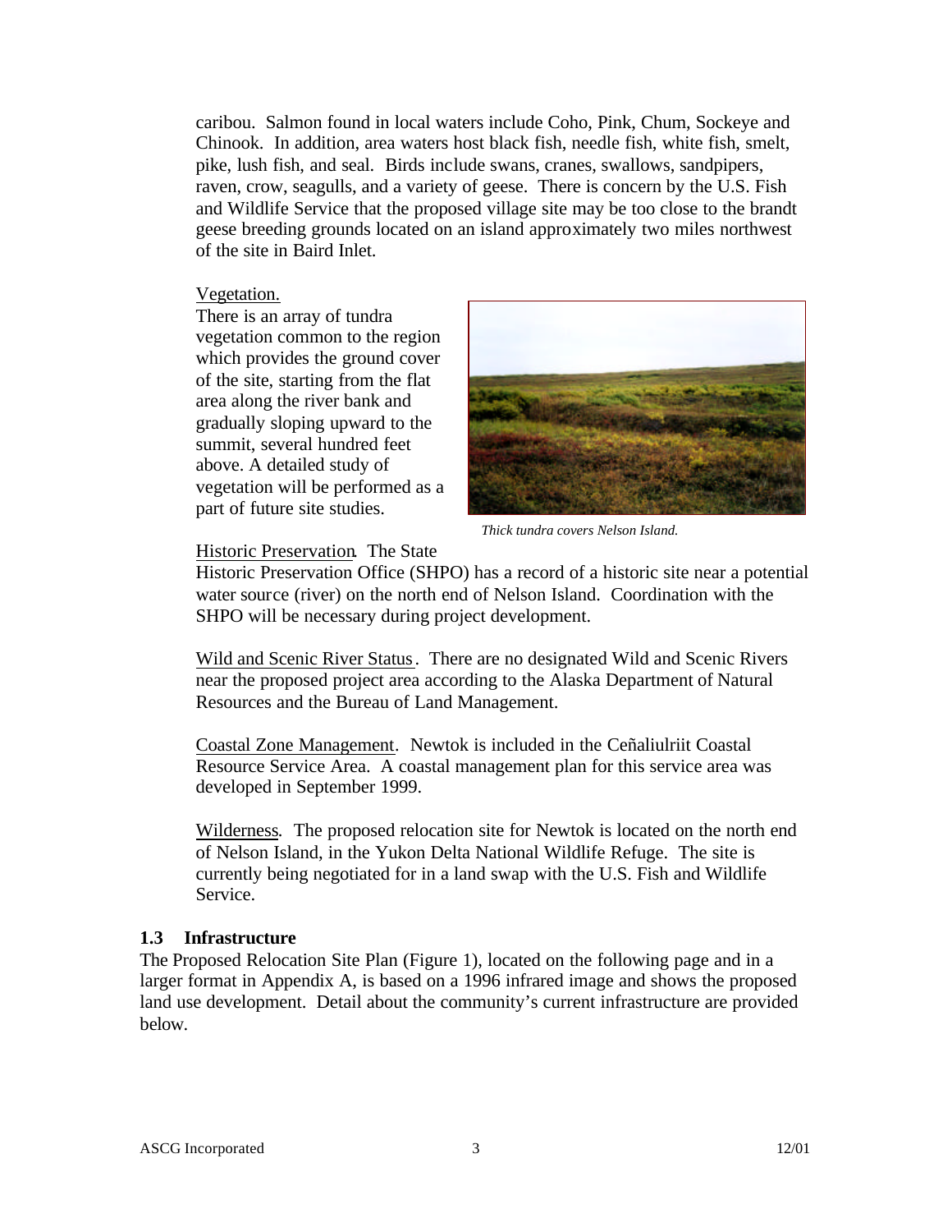caribou. Salmon found in local waters include Coho, Pink, Chum, Sockeye and Chinook. In addition, area waters host black fish, needle fish, white fish, smelt, pike, lush fish, and seal. Birds include swans, cranes, swallows, sandpipers, raven, crow, seagulls, and a variety of geese. There is concern by the U.S. Fish and Wildlife Service that the proposed village site may be too close to the brandt geese breeding grounds located on an island approximately two miles northwest of the site in Baird Inlet.

Vegetation.
There is an array of tundra vegetation common to the region which provides the ground cover of the site, starting from the flat area along the river bank and gradually sloping upward to the summit, several hundred feet above. A detailed study of vegetation will be performed as a part of future site studies.

*Thick tundra covers Nelson Island.*

Historic Preservation. The State Historic Preservation Office (SHPO) has a record of a historic site near a potential water source (river) on the north end of Nelson Island. Coordination with the SHPO will be necessary during project development.

Wild and Scenic River Status. There are no designated Wild and Scenic Rivers near the proposed project area according to the Alaska Department of Natural Resources and the Bureau of Land Management.

Coastal Zone Management. Newtok is included in the Ceñaliulriit Coastal Resource Service Area. A coastal management plan for this service area was developed in September 1999.

Wilderness. The proposed relocation site for Newtok is located on the north end of Nelson Island, in the Yukon Delta National Wildlife Refuge. The site is currently being negotiated for in a land swap with the U.S. Fish and Wildlife Service.

### 1.3 Infrastructure

The Proposed Relocation Site Plan (Figure 1), located on the following page and in a larger format in Appendix A, is based on a 1996 infrared image and shows the proposed land use development. Detail about the community's current infrastructure are provided below.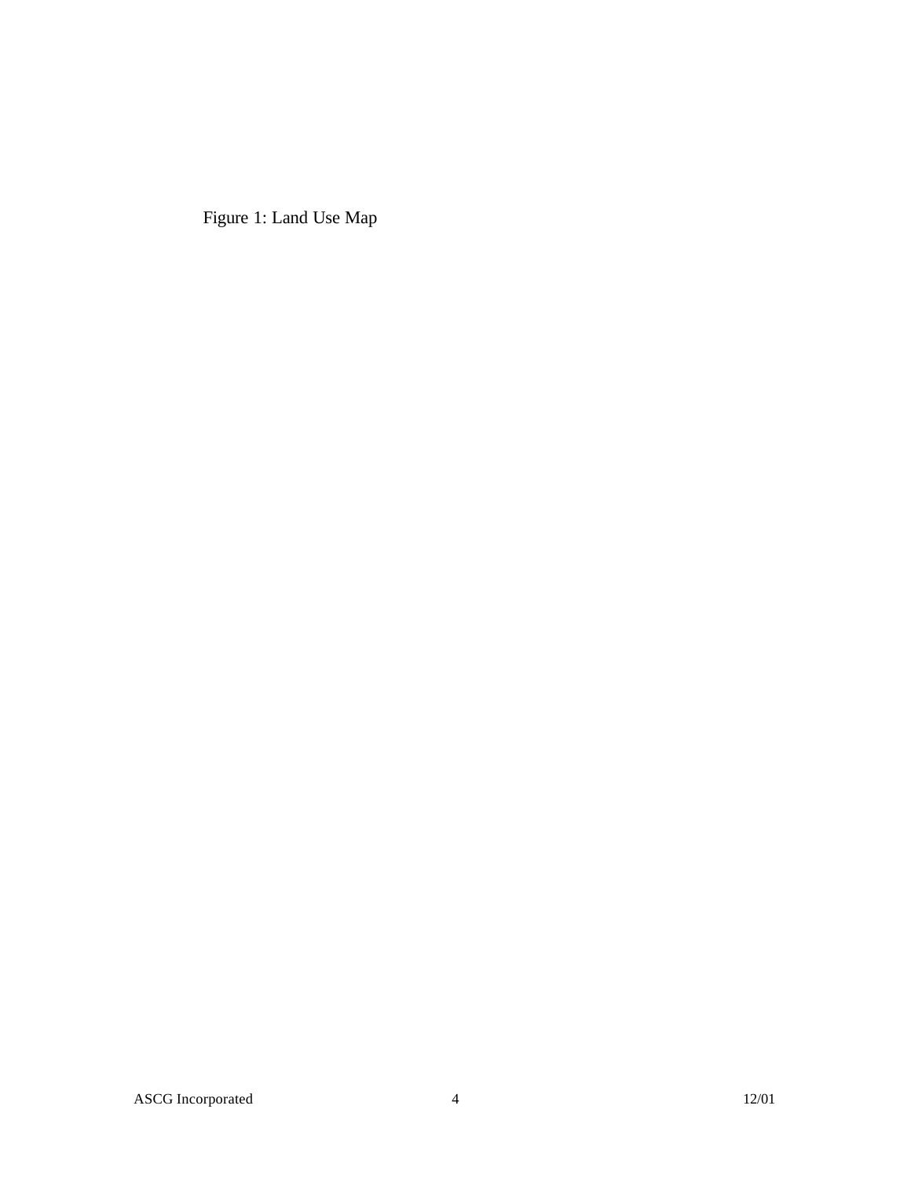Figure 1: Land Use Map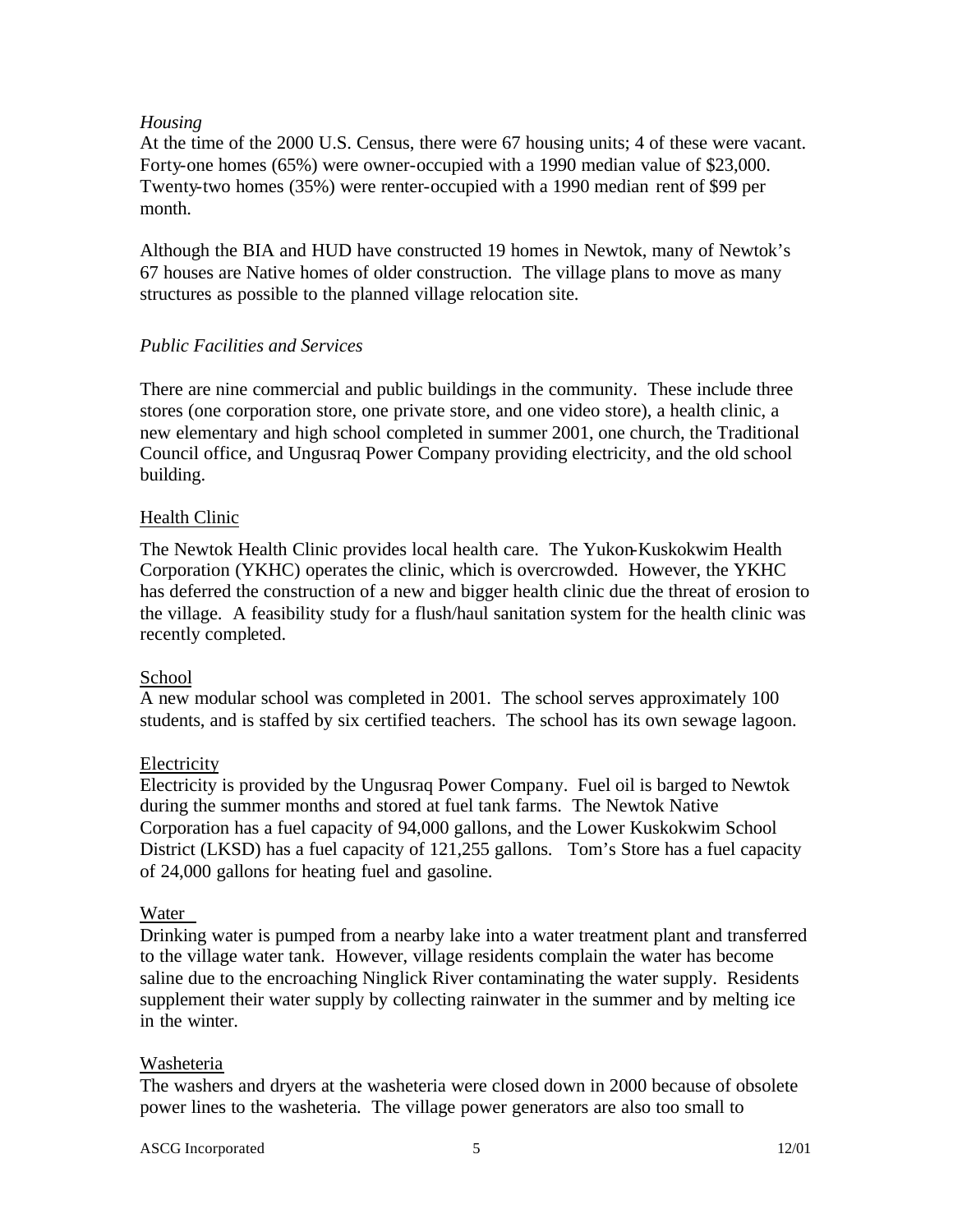*Housing*

At the time of the 2000 U.S. Census, there were 67 housing units; 4 of these were vacant. Forty-one homes (65%) were owner-occupied with a 1990 median value of $23,000. Twenty-two homes (35%) were renter-occupied with a 1990 median rent of $99 per month.

Although the BIA and HUD have constructed 19 homes in Newtok, many of Newtok's 67 houses are Native homes of older construction. The village plans to move as many structures as possible to the planned village relocation site.

*Public Facilities and Services*

There are nine commercial and public buildings in the community. These include three stores (one corporation store, one private store, and one video store), a health clinic, a new elementary and high school completed in summer 2001, one church, the Traditional Council office, and Ungusraq Power Company providing electricity, and the old school building.

<u>Health Clinic</u>

The Newtok Health Clinic provides local health care. The Yukon-Kuskokwim Health Corporation (YKHC) operates the clinic, which is overcrowded. However, the YKHC has deferred the construction of a new and bigger health clinic due the threat of erosion to the village. A feasibility study for a flush/haul sanitation system for the health clinic was recently completed.

<u>School</u>

A new modular school was completed in 2001. The school serves approximately 100 students, and is staffed by six certified teachers. The school has its own sewage lagoon.

<u>Electricity</u>

Electricity is provided by the Ungusraq Power Company. Fuel oil is barged to Newtok during the summer months and stored at fuel tank farms. The Newtok Native Corporation has a fuel capacity of 94,000 gallons, and the Lower Kuskokwim School District (LKSD) has a fuel capacity of 121,255 gallons. Tom's Store has a fuel capacity of 24,000 gallons for heating fuel and gasoline.

<u>Water</u>

Drinking water is pumped from a nearby lake into a water treatment plant and transferred to the village water tank. However, village residents complain the water has become saline due to the encroaching Ninglick River contaminating the water supply. Residents supplement their water supply by collecting rainwater in the summer and by melting ice in the winter.

<u>Washeteria</u>

The washers and dryers at the washeteria were closed down in 2000 because of obsolete power lines to the washeteria. The village power generators are also too small to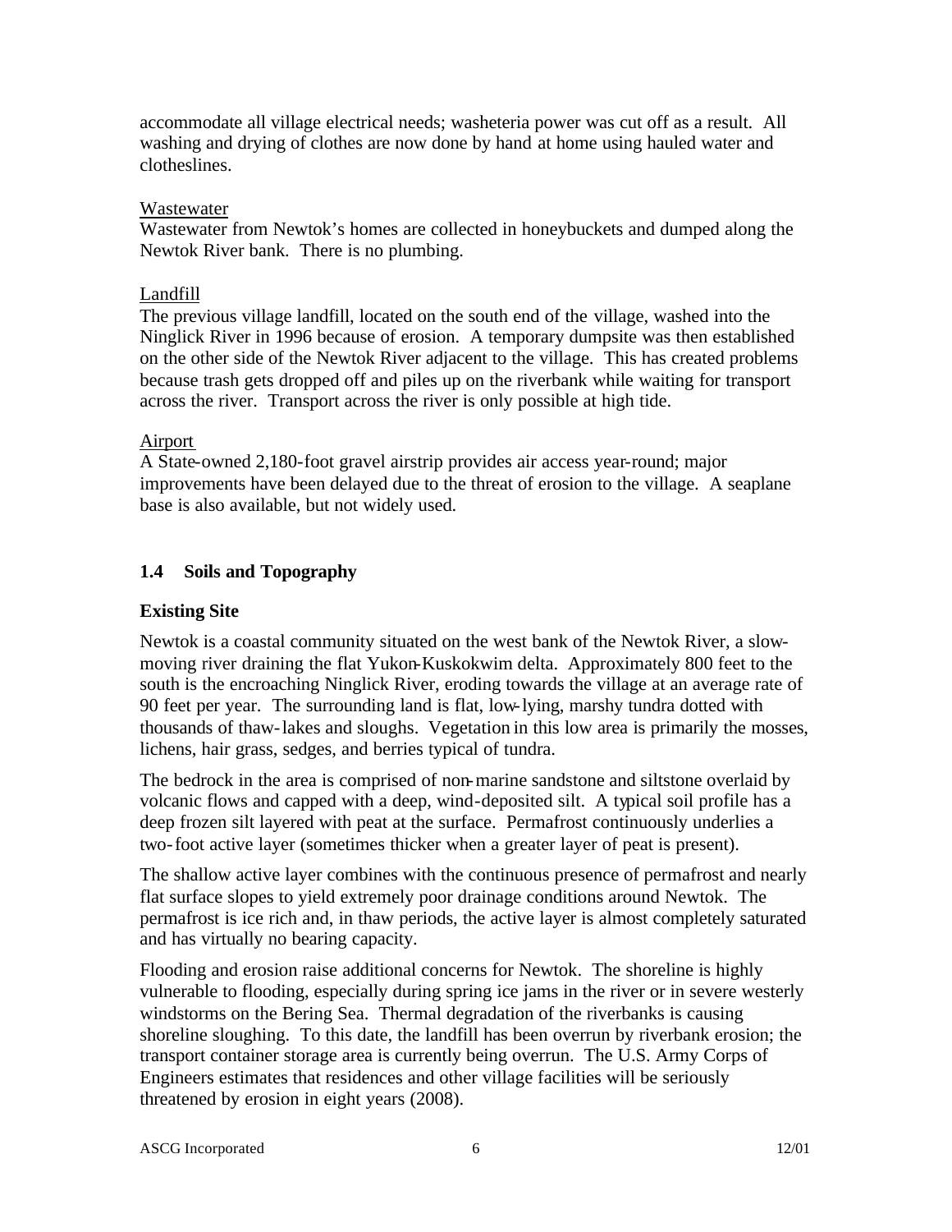accommodate all village electrical needs; washeteria power was cut off as a result. All washing and drying of clothes are now done by hand at home using hauled water and clotheslines.

Wastewater

Wastewater from Newtok's homes are collected in honeybuckets and dumped along the Newtok River bank. There is no plumbing.

Landfill

The previous village landfill, located on the south end of the village, washed into the Ninglick River in 1996 because of erosion. A temporary dumpsite was then established on the other side of the Newtok River adjacent to the village. This has created problems because trash gets dropped off and piles up on the riverbank while waiting for transport across the river. Transport across the river is only possible at high tide.

Airport

A State-owned 2,180-foot gravel airstrip provides air access year-round; major improvements have been delayed due to the threat of erosion to the village. A seaplane base is also available, but not widely used.

## 1.4 Soils and Topography

### Existing Site

Newtok is a coastal community situated on the west bank of the Newtok River, a slow-moving river draining the flat Yukon-Kuskokwim delta. Approximately 800 feet to the south is the encroaching Ninglick River, eroding towards the village at an average rate of 90 feet per year. The surrounding land is flat, low-lying, marshy tundra dotted with thousands of thaw-lakes and sloughs. Vegetation in this low area is primarily the mosses, lichens, hair grass, sedges, and berries typical of tundra.

The bedrock in the area is comprised of non-marine sandstone and siltstone overlaid by volcanic flows and capped with a deep, wind-deposited silt. A typical soil profile has a deep frozen silt layered with peat at the surface. Permafrost continuously underlies a two-foot active layer (sometimes thicker when a greater layer of peat is present).

The shallow active layer combines with the continuous presence of permafrost and nearly flat surface slopes to yield extremely poor drainage conditions around Newtok. The permafrost is ice rich and, in thaw periods, the active layer is almost completely saturated and has virtually no bearing capacity.

Flooding and erosion raise additional concerns for Newtok. The shoreline is highly vulnerable to flooding, especially during spring ice jams in the river or in severe westerly windstorms on the Bering Sea. Thermal degradation of the riverbanks is causing shoreline sloughing. To this date, the landfill has been overrun by riverbank erosion; the transport container storage area is currently being overrun. The U.S. Army Corps of Engineers estimates that residences and other village facilities will be seriously threatened by erosion in eight years (2008).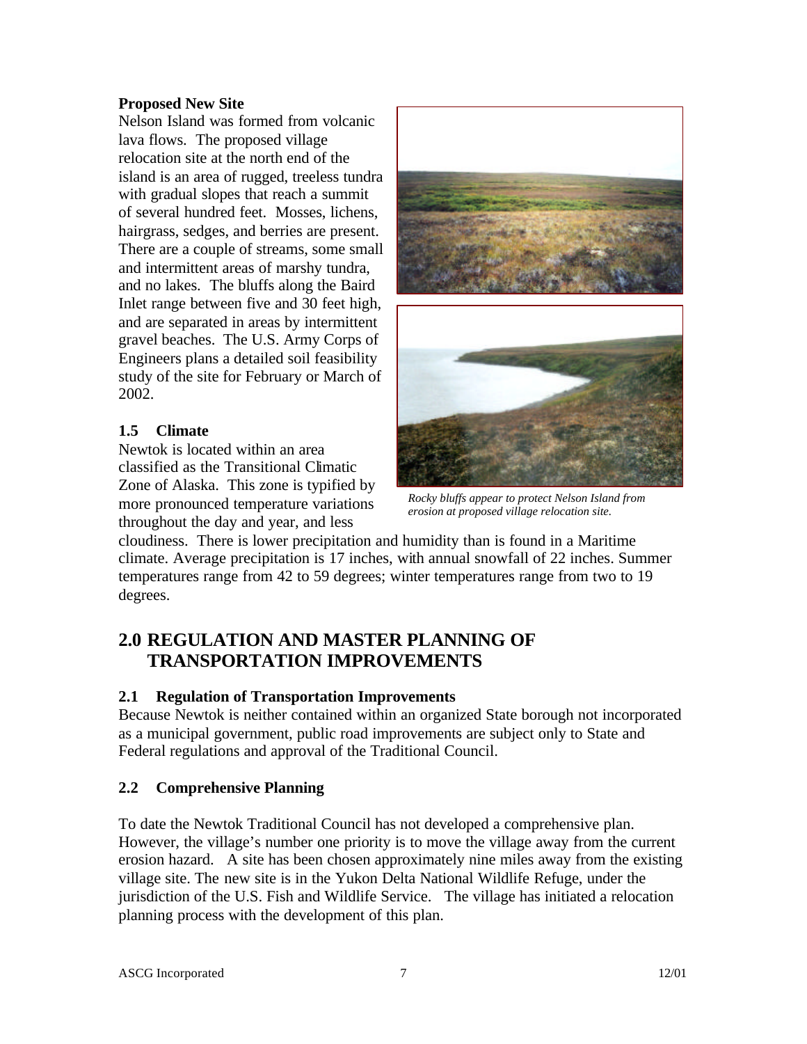**Proposed New Site**

Nelson Island was formed from volcanic lava flows. The proposed village relocation site at the north end of the island is an area of rugged, treeless tundra with gradual slopes that reach a summit of several hundred feet. Mosses, lichens, hairgrass, sedges, and berries are present. There are a couple of streams, some small and intermittent areas of marshy tundra, and no lakes. The bluffs along the Baird Inlet range between five and 30 feet high, and are separated in areas by intermittent gravel beaches. The U.S. Army Corps of Engineers plans a detailed soil feasibility study of the site for February or March of 2002.

*Rocky bluffs appear to protect Nelson Island from erosion at proposed village relocation site.*

### 1.5 Climate

Newtok is located within an area classified as the Transitional Climatic Zone of Alaska. This zone is typified by more pronounced temperature variations throughout the day and year, and less cloudiness. There is lower precipitation and humidity than is found in a Maritime climate. Average precipitation is 17 inches, with annual snowfall of 22 inches. Summer temperatures range from 42 to 59 degrees; winter temperatures range from two to 19 degrees.

## 2.0 REGULATION AND MASTER PLANNING OF TRANSPORTATION IMPROVEMENTS

### 2.1 Regulation of Transportation Improvements

Because Newtok is neither contained within an organized State borough not incorporated as a municipal government, public road improvements are subject only to State and Federal regulations and approval of the Traditional Council.

### 2.2 Comprehensive Planning

To date the Newtok Traditional Council has not developed a comprehensive plan. However, the village's number one priority is to move the village away from the current erosion hazard. A site has been chosen approximately nine miles away from the existing village site. The new site is in the Yukon Delta National Wildlife Refuge, under the jurisdiction of the U.S. Fish and Wildlife Service. The village has initiated a relocation planning process with the development of this plan.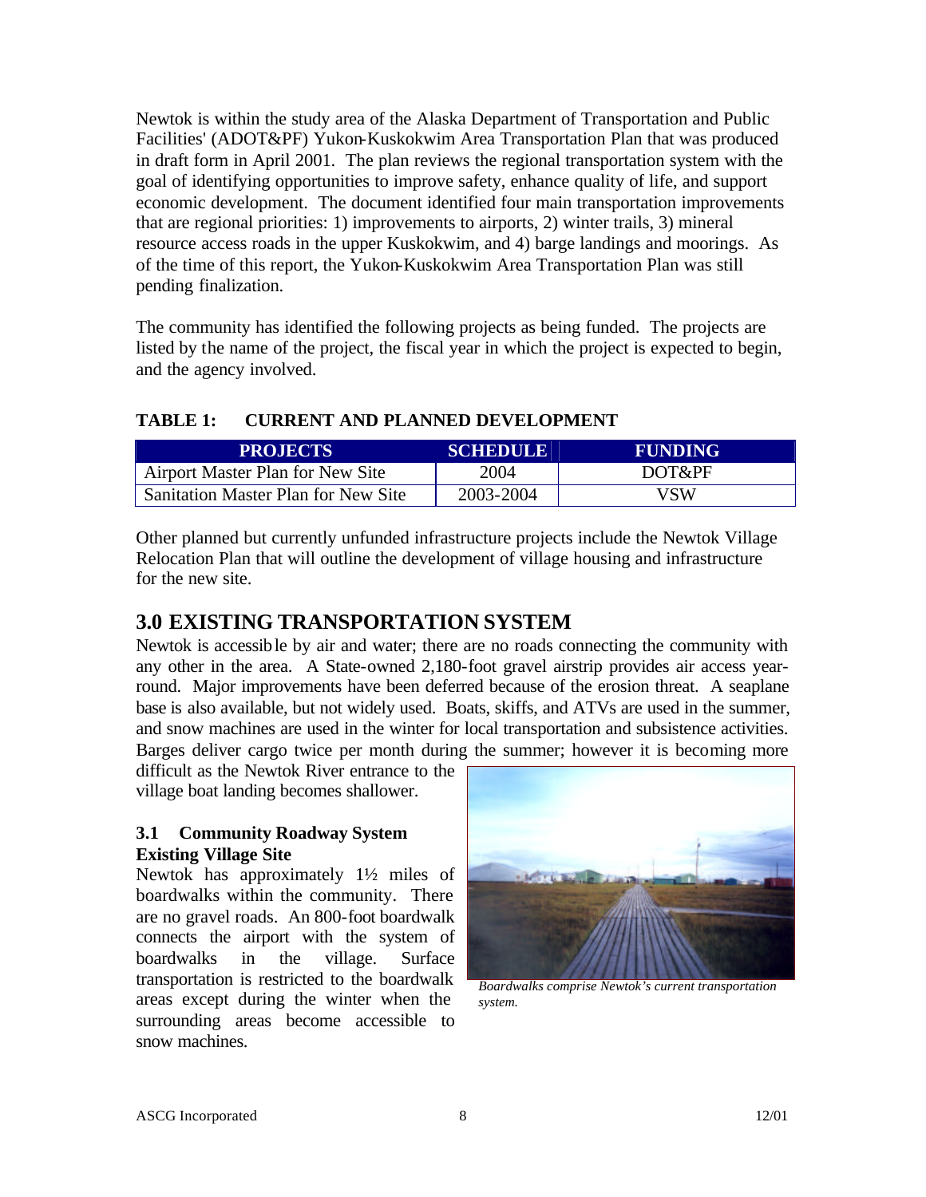Newtok is within the study area of the Alaska Department of Transportation and Public Facilities' (ADOT&PF) Yukon-Kuskokwim Area Transportation Plan that was produced in draft form in April 2001. The plan reviews the regional transportation system with the goal of identifying opportunities to improve safety, enhance quality of life, and support economic development. The document identified four main transportation improvements that are regional priorities: 1) improvements to airports, 2) winter trails, 3) mineral resource access roads in the upper Kuskokwim, and 4) barge landings and moorings. As of the time of this report, the Yukon-Kuskokwim Area Transportation Plan was still pending finalization.

The community has identified the following projects as being funded. The projects are listed by the name of the project, the fiscal year in which the project is expected to begin, and the agency involved.

**TABLE 1: CURRENT AND PLANNED DEVELOPMENT**

| PROJECTS | SCHEDULE | FUNDING |
|---|---|---|
| Airport Master Plan for New Site | 2004 | DOT&PF |
| Sanitation Master Plan for New Site | 2003-2004 | VSW |

Other planned but currently unfunded infrastructure projects include the Newtok Village Relocation Plan that will outline the development of village housing and infrastructure for the new site.

## 3.0 EXISTING TRANSPORTATION SYSTEM

Newtok is accessible by air and water; there are no roads connecting the community with any other in the area. A State-owned 2,180-foot gravel airstrip provides air access year-round. Major improvements have been deferred because of the erosion threat. A seaplane base is also available, but not widely used. Boats, skiffs, and ATVs are used in the summer, and snow machines are used in the winter for local transportation and subsistence activities. Barges deliver cargo twice per month during the summer; however it is becoming more difficult as the Newtok River entrance to the village boat landing becomes shallower.

### 3.1 Community Roadway System

**Existing Village Site**

Newtok has approximately 1½ miles of boardwalks within the community. There are no gravel roads. An 800-foot boardwalk connects the airport with the system of boardwalks in the village. Surface transportation is restricted to the boardwalk areas except during the winter when the surrounding areas become accessible to snow machines.

*Boardwalks comprise Newtok's current transportation system.*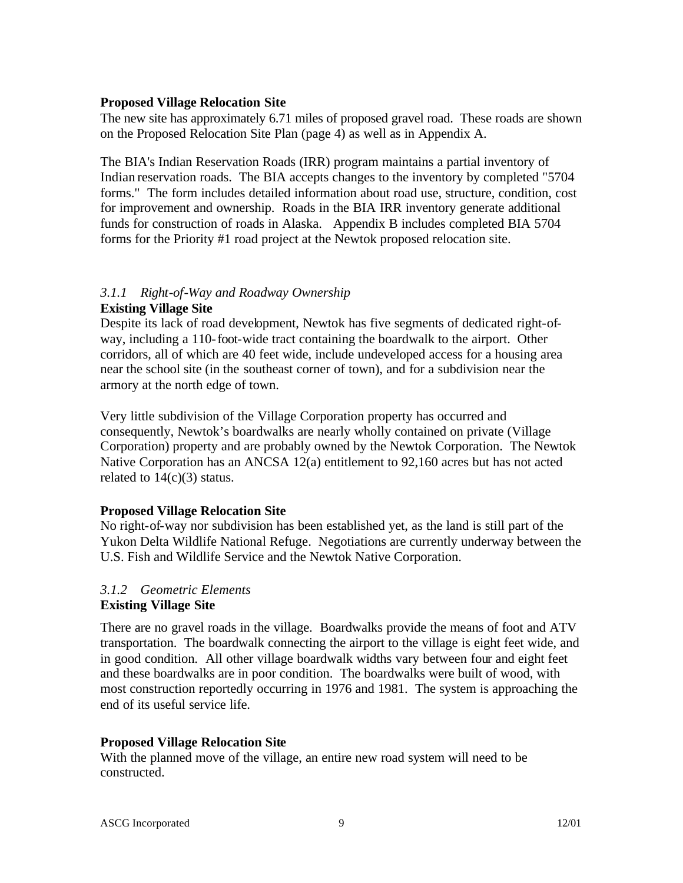**Proposed Village Relocation Site**

The new site has approximately 6.71 miles of proposed gravel road. These roads are shown on the Proposed Relocation Site Plan (page 4) as well as in Appendix A.

The BIA's Indian Reservation Roads (IRR) program maintains a partial inventory of Indian reservation roads. The BIA accepts changes to the inventory by completed "5704 forms." The form includes detailed information about road use, structure, condition, cost for improvement and ownership. Roads in the BIA IRR inventory generate additional funds for construction of roads in Alaska. Appendix B includes completed BIA 5704 forms for the Priority #1 road project at the Newtok proposed relocation site.

### *3.1.1 Right-of-Way and Roadway Ownership*

**Existing Village Site**

Despite its lack of road development, Newtok has five segments of dedicated right-of-way, including a 110-foot-wide tract containing the boardwalk to the airport. Other corridors, all of which are 40 feet wide, include undeveloped access for a housing area near the school site (in the southeast corner of town), and for a subdivision near the armory at the north edge of town.

Very little subdivision of the Village Corporation property has occurred and consequently, Newtok's boardwalks are nearly wholly contained on private (Village Corporation) property and are probably owned by the Newtok Corporation. The Newtok Native Corporation has an ANCSA 12(a) entitlement to 92,160 acres but has not acted related to 14(c)(3) status.

**Proposed Village Relocation Site**

No right-of-way nor subdivision has been established yet, as the land is still part of the Yukon Delta Wildlife National Refuge. Negotiations are currently underway between the U.S. Fish and Wildlife Service and the Newtok Native Corporation.

### *3.1.2 Geometric Elements*

**Existing Village Site**

There are no gravel roads in the village. Boardwalks provide the means of foot and ATV transportation. The boardwalk connecting the airport to the village is eight feet wide, and in good condition. All other village boardwalk widths vary between four and eight feet and these boardwalks are in poor condition. The boardwalks were built of wood, with most construction reportedly occurring in 1976 and 1981. The system is approaching the end of its useful service life.

**Proposed Village Relocation Site**

With the planned move of the village, an entire new road system will need to be constructed.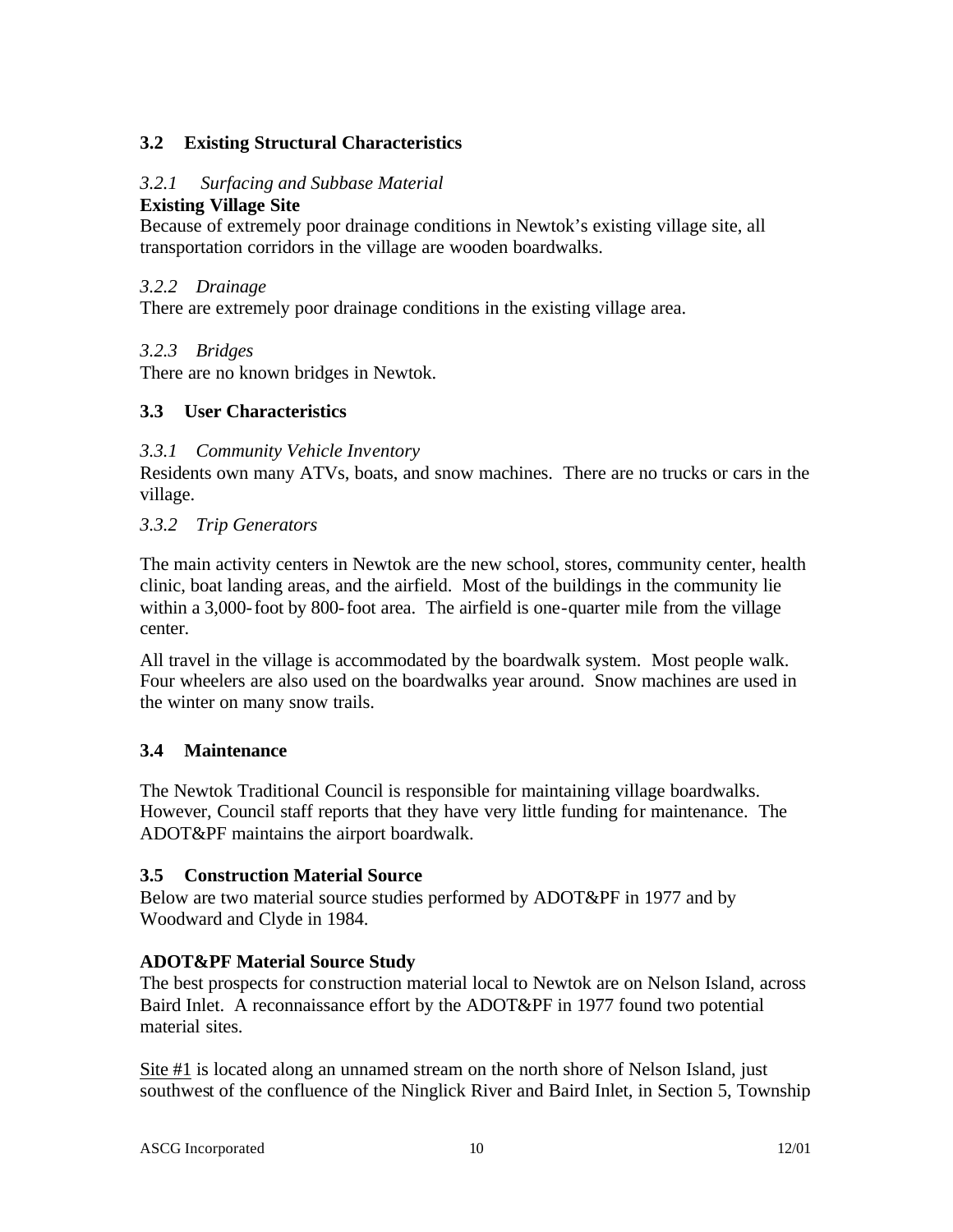## 3.2 Existing Structural Characteristics

### *3.2.1 Surfacing and Subbase Material*

**Existing Village Site**

Because of extremely poor drainage conditions in Newtok's existing village site, all transportation corridors in the village are wooden boardwalks.

### *3.2.2 Drainage*

There are extremely poor drainage conditions in the existing village area.

### *3.2.3 Bridges*

There are no known bridges in Newtok.

## 3.3 User Characteristics

### *3.3.1 Community Vehicle Inventory*

Residents own many ATVs, boats, and snow machines. There are no trucks or cars in the village.

### *3.3.2 Trip Generators*

The main activity centers in Newtok are the new school, stores, community center, health clinic, boat landing areas, and the airfield. Most of the buildings in the community lie within a 3,000-foot by 800-foot area. The airfield is one-quarter mile from the village center.

All travel in the village is accommodated by the boardwalk system. Most people walk. Four wheelers are also used on the boardwalks year around. Snow machines are used in the winter on many snow trails.

## 3.4 Maintenance

The Newtok Traditional Council is responsible for maintaining village boardwalks. However, Council staff reports that they have very little funding for maintenance. The ADOT&PF maintains the airport boardwalk.

## 3.5 Construction Material Source

Below are two material source studies performed by ADOT&PF in 1977 and by Woodward and Clyde in 1984.

**ADOT&PF Material Source Study**

The best prospects for construction material local to Newtok are on Nelson Island, across Baird Inlet. A reconnaissance effort by the ADOT&PF in 1977 found two potential material sites.

<u>Site #1</u> is located along an unnamed stream on the north shore of Nelson Island, just southwest of the confluence of the Ninglick River and Baird Inlet, in Section 5, Township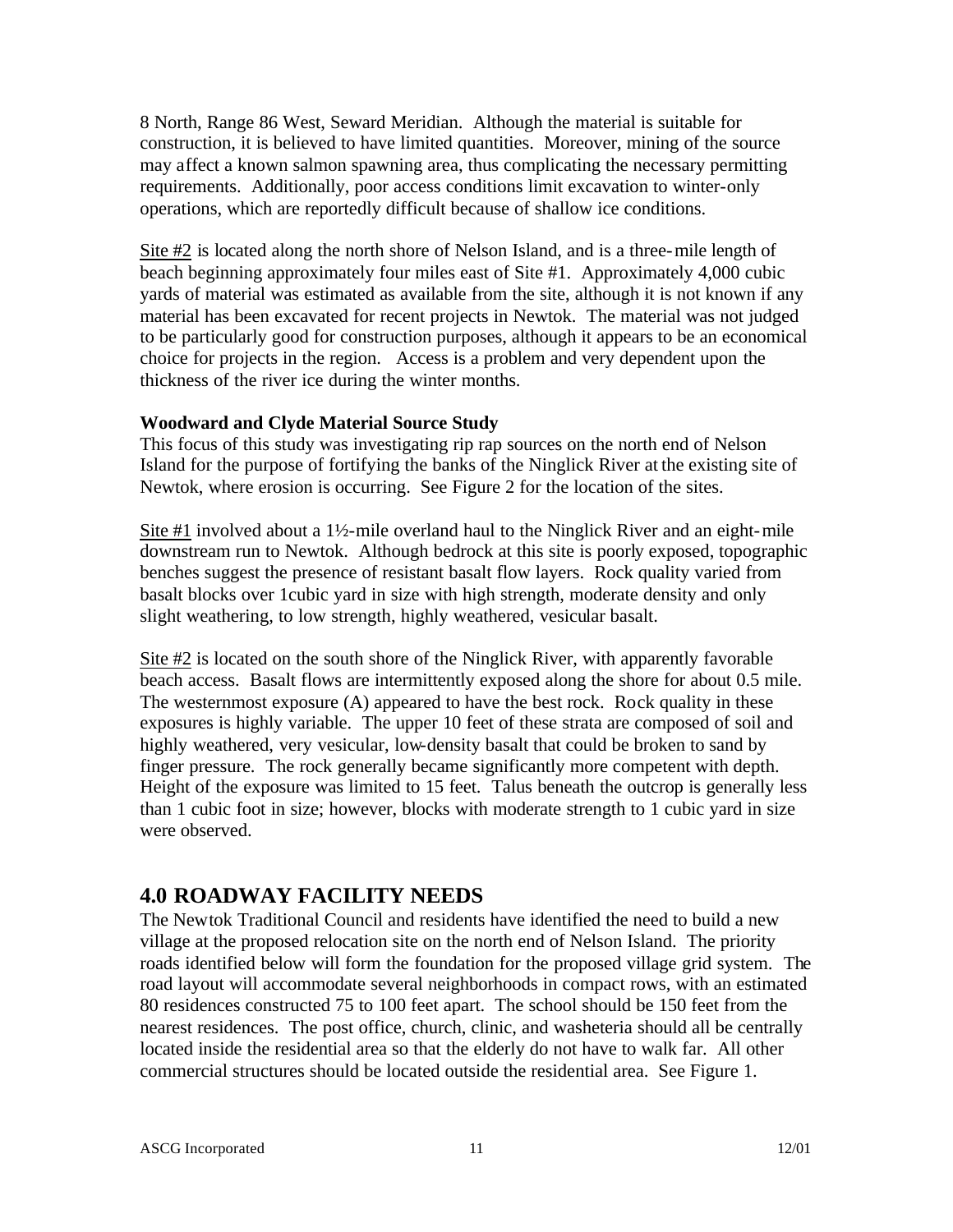8 North, Range 86 West, Seward Meridian. Although the material is suitable for construction, it is believed to have limited quantities. Moreover, mining of the source may affect a known salmon spawning area, thus complicating the necessary permitting requirements. Additionally, poor access conditions limit excavation to winter-only operations, which are reportedly difficult because of shallow ice conditions.

Site #2 is located along the north shore of Nelson Island, and is a three-mile length of beach beginning approximately four miles east of Site #1. Approximately 4,000 cubic yards of material was estimated as available from the site, although it is not known if any material has been excavated for recent projects in Newtok. The material was not judged to be particularly good for construction purposes, although it appears to be an economical choice for projects in the region. Access is a problem and very dependent upon the thickness of the river ice during the winter months.

**Woodward and Clyde Material Source Study**

This focus of this study was investigating rip rap sources on the north end of Nelson Island for the purpose of fortifying the banks of the Ninglick River at the existing site of Newtok, where erosion is occurring. See Figure 2 for the location of the sites.

Site #1 involved about a 1½-mile overland haul to the Ninglick River and an eight-mile downstream run to Newtok. Although bedrock at this site is poorly exposed, topographic benches suggest the presence of resistant basalt flow layers. Rock quality varied from basalt blocks over 1cubic yard in size with high strength, moderate density and only slight weathering, to low strength, highly weathered, vesicular basalt.

Site #2 is located on the south shore of the Ninglick River, with apparently favorable beach access. Basalt flows are intermittently exposed along the shore for about 0.5 mile. The westernmost exposure (A) appeared to have the best rock. Rock quality in these exposures is highly variable. The upper 10 feet of these strata are composed of soil and highly weathered, very vesicular, low-density basalt that could be broken to sand by finger pressure. The rock generally became significantly more competent with depth. Height of the exposure was limited to 15 feet. Talus beneath the outcrop is generally less than 1 cubic foot in size; however, blocks with moderate strength to 1 cubic yard in size were observed.

# 4.0 ROADWAY FACILITY NEEDS

The Newtok Traditional Council and residents have identified the need to build a new village at the proposed relocation site on the north end of Nelson Island. The priority roads identified below will form the foundation for the proposed village grid system. The road layout will accommodate several neighborhoods in compact rows, with an estimated 80 residences constructed 75 to 100 feet apart. The school should be 150 feet from the nearest residences. The post office, church, clinic, and washeteria should all be centrally located inside the residential area so that the elderly do not have to walk far. All other commercial structures should be located outside the residential area. See Figure 1.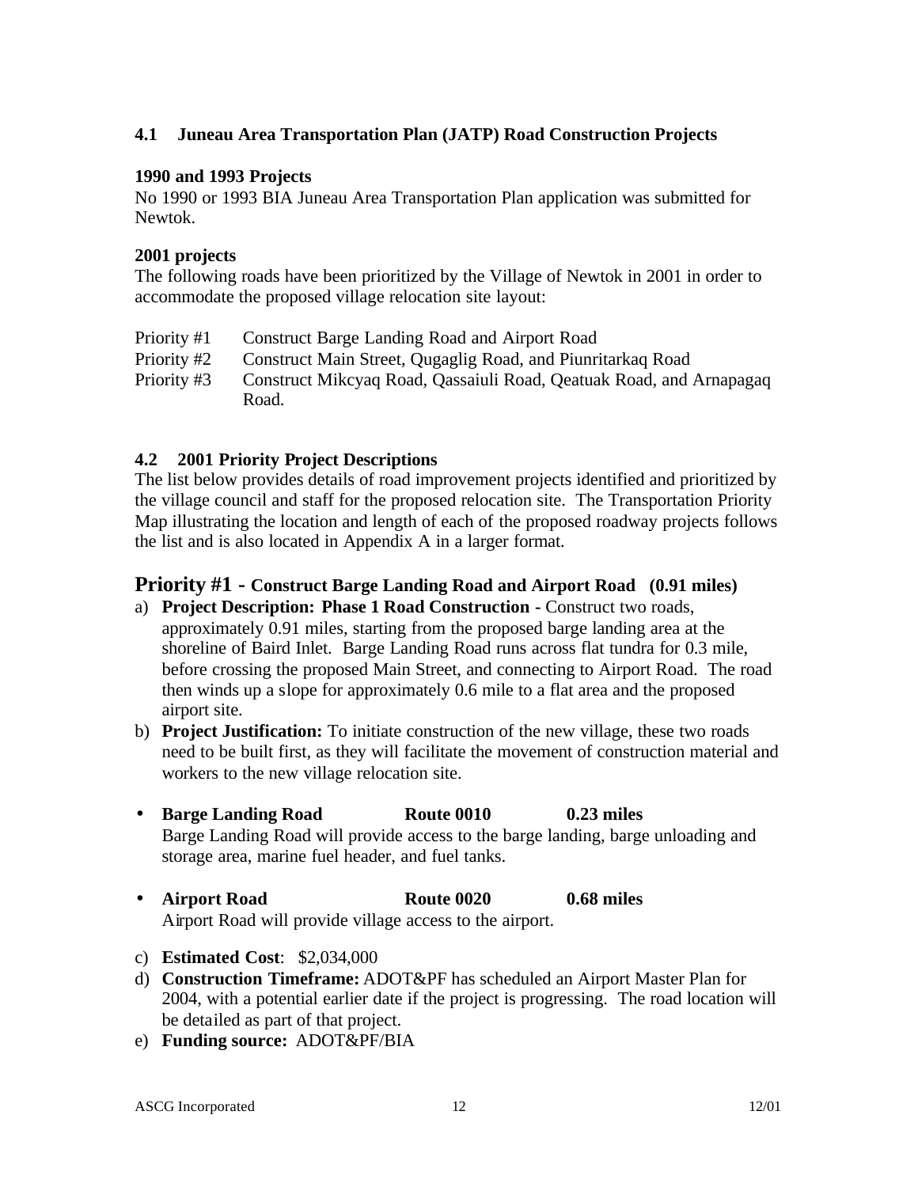### 4.1 Juneau Area Transportation Plan (JATP) Road Construction Projects

**1990 and 1993 Projects**

No 1990 or 1993 BIA Juneau Area Transportation Plan application was submitted for Newtok.

**2001 projects**

The following roads have been prioritized by the Village of Newtok in 2001 in order to accommodate the proposed village relocation site layout:

| | |
|---|---|
| Priority #1 | Construct Barge Landing Road and Airport Road |
| Priority #2 | Construct Main Street, Qugaglig Road, and Piunritarkaq Road |
| Priority #3 | Construct Mikcyaq Road, Qassaiuli Road, Qeatuak Road, and Arnapagaq Road. |

### 4.2 2001 Priority Project Descriptions

The list below provides details of road improvement projects identified and prioritized by the village council and staff for the proposed relocation site. The Transportation Priority Map illustrating the location and length of each of the proposed roadway projects follows the list and is also located in Appendix A in a larger format.

## Priority #1 - Construct Barge Landing Road and Airport Road (0.91 miles)

a) **Project Description: Phase 1 Road Construction -** Construct two roads, approximately 0.91 miles, starting from the proposed barge landing area at the shoreline of Baird Inlet. Barge Landing Road runs across flat tundra for 0.3 mile, before crossing the proposed Main Street, and connecting to Airport Road. The road then winds up a slope for approximately 0.6 mile to a flat area and the proposed airport site.

b) **Project Justification:** To initiate construction of the new village, these two roads need to be built first, as they will facilitate the movement of construction material and workers to the new village relocation site.

- **Barge Landing Road Route 0010 0.23 miles**
  Barge Landing Road will provide access to the barge landing, barge unloading and storage area, marine fuel header, and fuel tanks.

- **Airport Road Route 0020 0.68 miles**
  Airport Road will provide village access to the airport.

c) **Estimated Cost**: $2,034,000

d) **Construction Timeframe:** ADOT&PF has scheduled an Airport Master Plan for 2004, with a potential earlier date if the project is progressing. The road location will be detailed as part of that project.

e) **Funding source:** ADOT&PF/BIA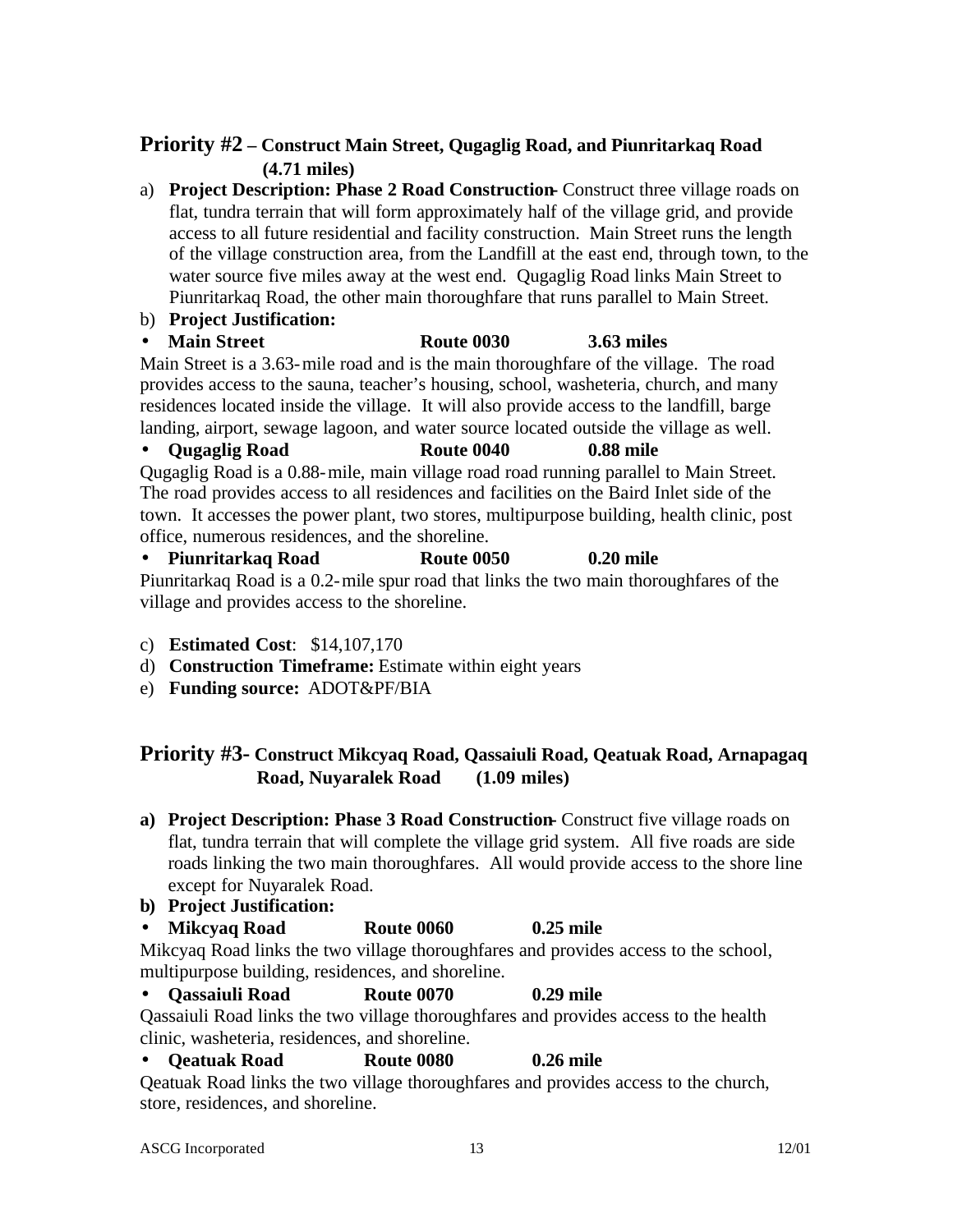## Priority #2 – Construct Main Street, Qugaglig Road, and Piunritarkaq Road (4.71 miles)

a) **Project Description: Phase 2 Road Construction**- Construct three village roads on flat, tundra terrain that will form approximately half of the village grid, and provide access to all future residential and facility construction. Main Street runs the length of the village construction area, from the Landfill at the east end, through town, to the water source five miles away at the west end. Qugaglig Road links Main Street to Piunritarkaq Road, the other main thoroughfare that runs parallel to Main Street.

b) **Project Justification:**

- **Main Street Route 0030 3.63 miles**

Main Street is a 3.63-mile road and is the main thoroughfare of the village. The road provides access to the sauna, teacher's housing, school, washeteria, church, and many residences located inside the village. It will also provide access to the landfill, barge landing, airport, sewage lagoon, and water source located outside the village as well.

- **Qugaglig Road Route 0040 0.88 mile**

Qugaglig Road is a 0.88-mile, main village road road running parallel to Main Street. The road provides access to all residences and facilities on the Baird Inlet side of the town. It accesses the power plant, two stores, multipurpose building, health clinic, post office, numerous residences, and the shoreline.

- **Piunritarkaq Road Route 0050 0.20 mile**

Piunritarkaq Road is a 0.2-mile spur road that links the two main thoroughfares of the village and provides access to the shoreline.

c) **Estimated Cost**: $14,107,170

d) **Construction Timeframe:** Estimate within eight years

e) **Funding source:** ADOT&PF/BIA

## Priority #3- Construct Mikcyaq Road, Qassaiuli Road, Qeatuak Road, Arnapagaq Road, Nuyaralek Road (1.09 miles)

**a) Project Description: Phase 3 Road Construction**- Construct five village roads on flat, tundra terrain that will complete the village grid system. All five roads are side roads linking the two main thoroughfares. All would provide access to the shore line except for Nuyaralek Road.

**b) Project Justification:**

- **Mikcyaq Road Route 0060 0.25 mile**

Mikcyaq Road links the two village thoroughfares and provides access to the school, multipurpose building, residences, and shoreline.

- **Qassaiuli Road Route 0070 0.29 mile**

Qassaiuli Road links the two village thoroughfares and provides access to the health clinic, washeteria, residences, and shoreline.

- **Qeatuak Road Route 0080 0.26 mile**

Qeatuak Road links the two village thoroughfares and provides access to the church, store, residences, and shoreline.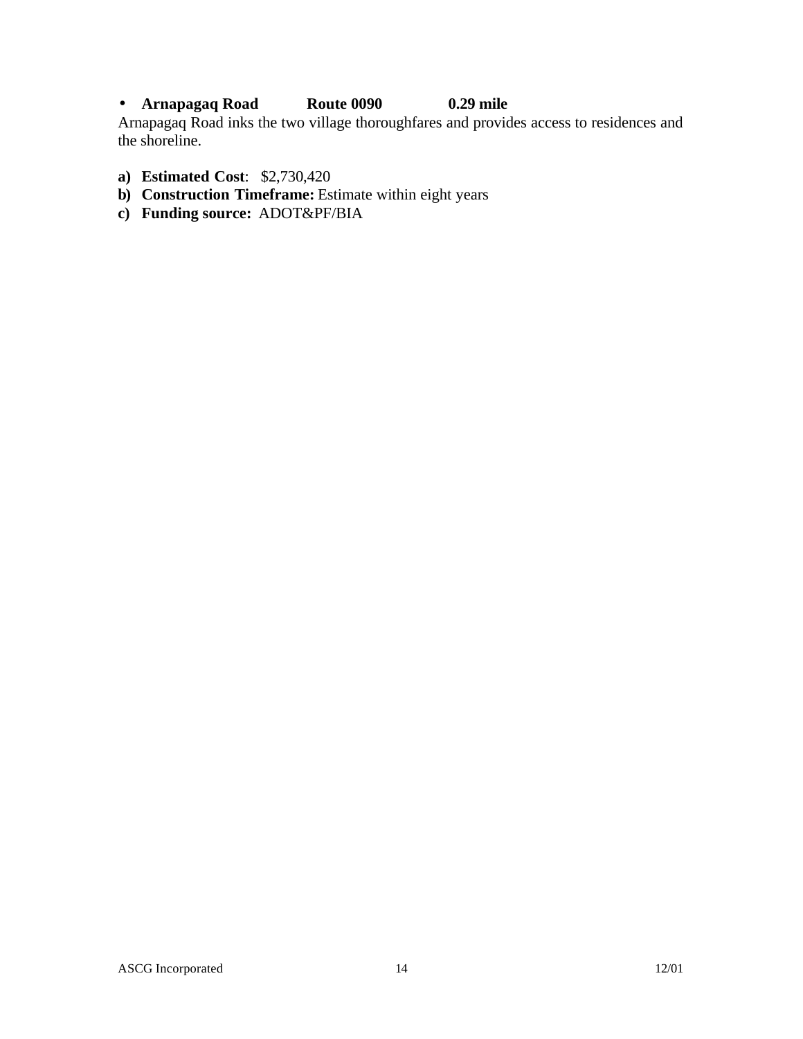- **Arnapagaq Road Route 0090 0.29 mile**

Arnapagaq Road inks the two village thoroughfares and provides access to residences and the shoreline.

a) **Estimated Cost**: $2,730,420
b) **Construction Timeframe:** Estimate within eight years
c) **Funding source:** ADOT&PF/BIA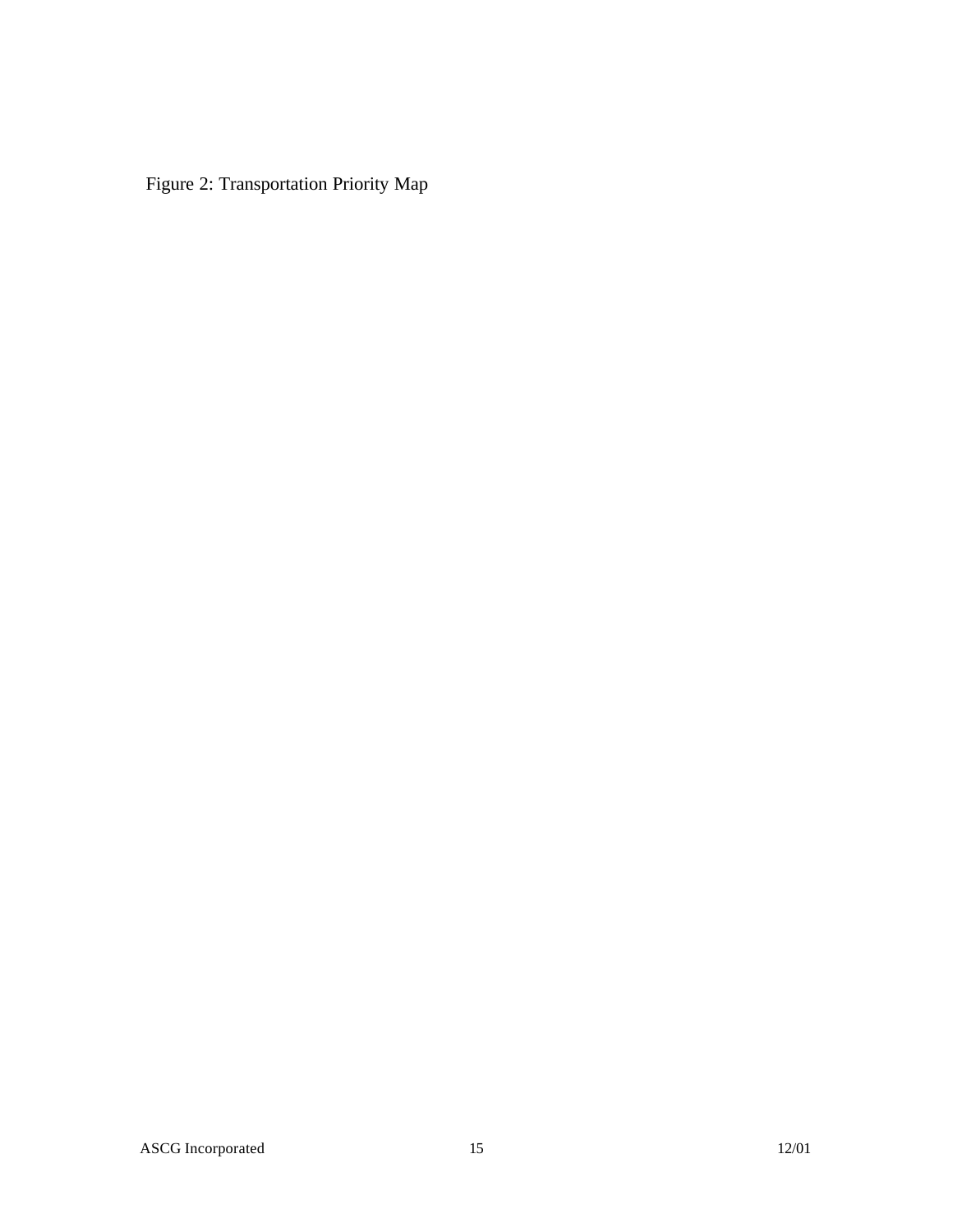Figure 2: Transportation Priority Map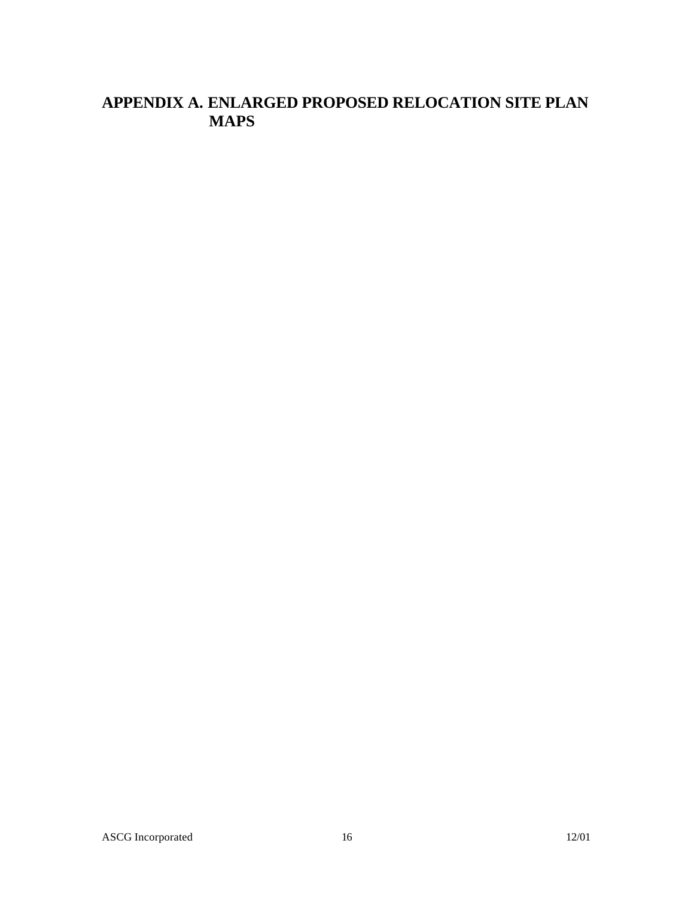# APPENDIX A. ENLARGED PROPOSED RELOCATION SITE PLAN MAPS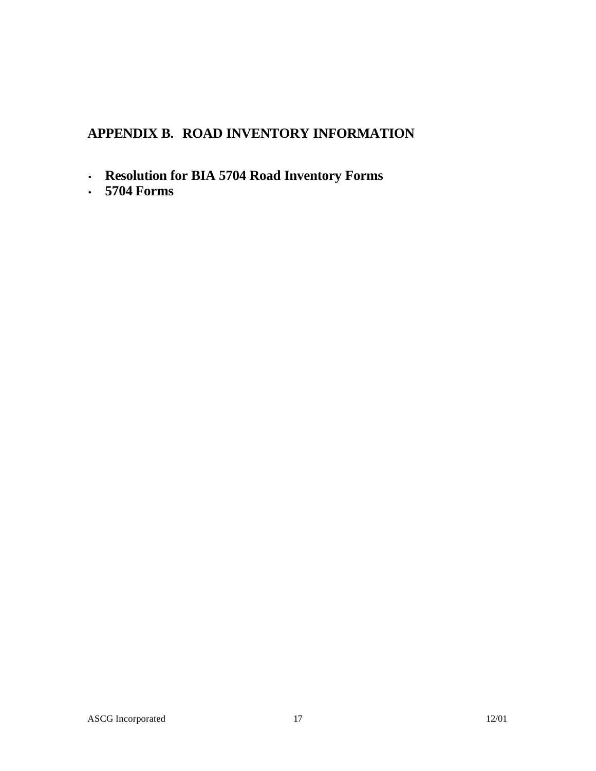## APPENDIX B. ROAD INVENTORY INFORMATION

- **Resolution for BIA 5704 Road Inventory Forms**
- **5704 Forms**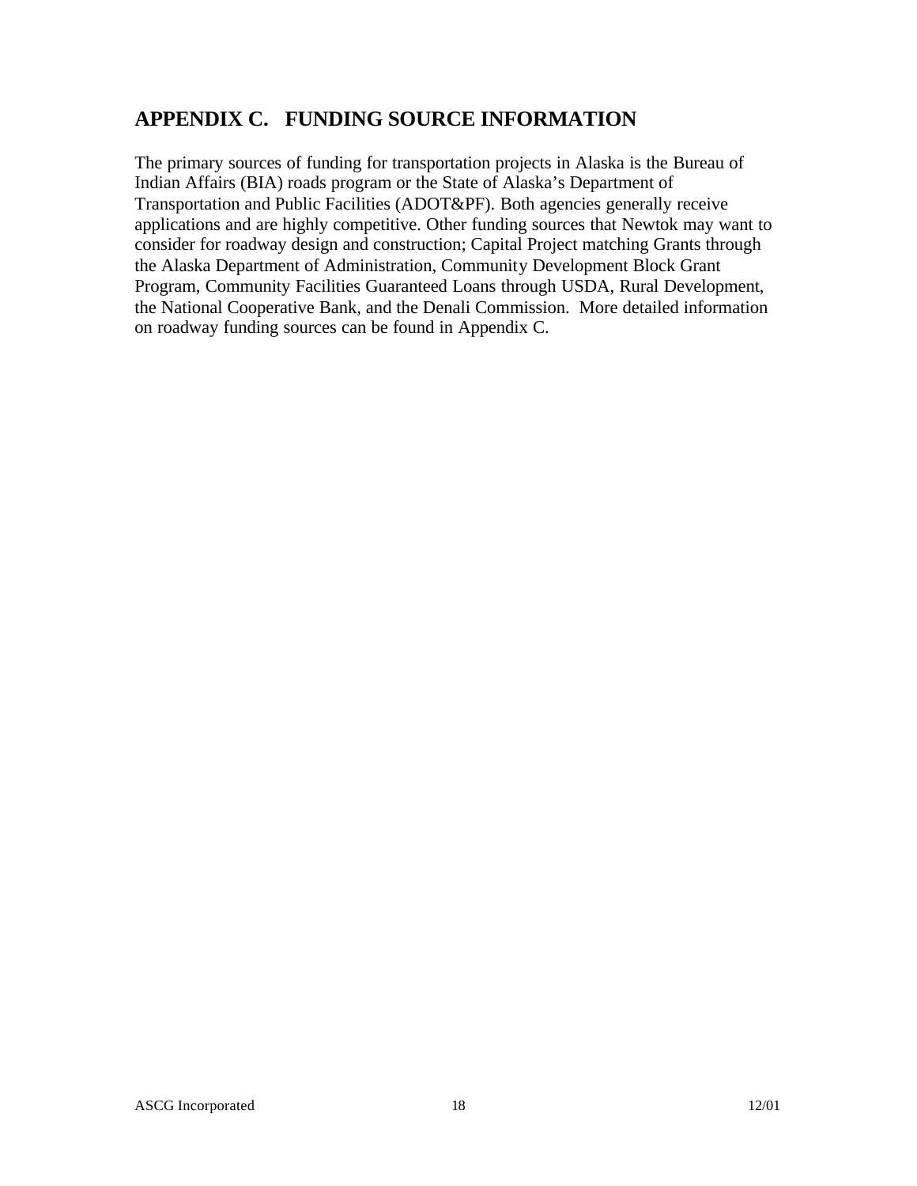## APPENDIX C. FUNDING SOURCE INFORMATION

The primary sources of funding for transportation projects in Alaska is the Bureau of Indian Affairs (BIA) roads program or the State of Alaska's Department of Transportation and Public Facilities (ADOT&PF). Both agencies generally receive applications and are highly competitive. Other funding sources that Newtok may want to consider for roadway design and construction; Capital Project matching Grants through the Alaska Department of Administration, Community Development Block Grant Program, Community Facilities Guaranteed Loans through USDA, Rural Development, the National Cooperative Bank, and the Denali Commission. More detailed information on roadway funding sources can be found in Appendix C.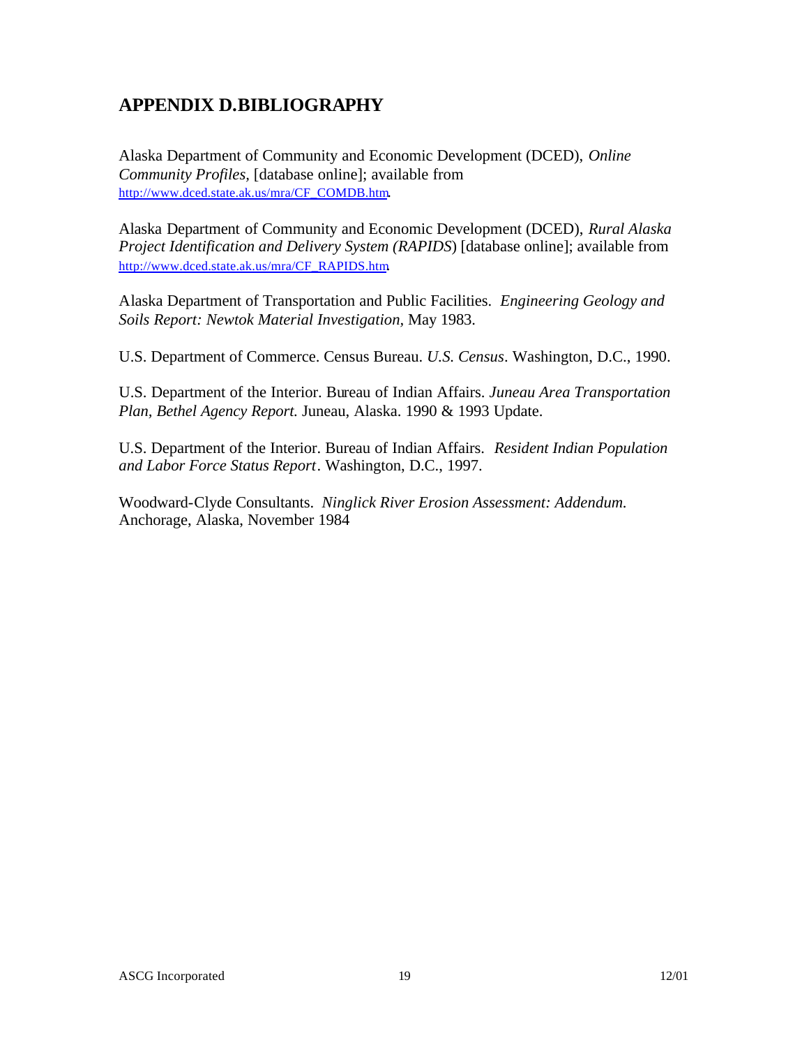# APPENDIX D.BIBLIOGRAPHY

Alaska Department of Community and Economic Development (DCED), *Online Community Profiles,* [database online]; available from http://www.dced.state.ak.us/mra/CF_COMDB.htm.

Alaska Department of Community and Economic Development (DCED), *Rural Alaska Project Identification and Delivery System (RAPIDS*) [database online]; available from http://www.dced.state.ak.us/mra/CF_RAPIDS.htm.

Alaska Department of Transportation and Public Facilities. *Engineering Geology and Soils Report: Newtok Material Investigation*, May 1983.

U.S. Department of Commerce. Census Bureau. *U.S. Census*. Washington, D.C., 1990.

U.S. Department of the Interior. Bureau of Indian Affairs. *Juneau Area Transportation Plan, Bethel Agency Report.* Juneau, Alaska. 1990 & 1993 Update.

U.S. Department of the Interior. Bureau of Indian Affairs. *Resident Indian Population and Labor Force Status Report*. Washington, D.C., 1997.

Woodward-Clyde Consultants. *Ninglick River Erosion Assessment: Addendum.* Anchorage, Alaska, November 1984